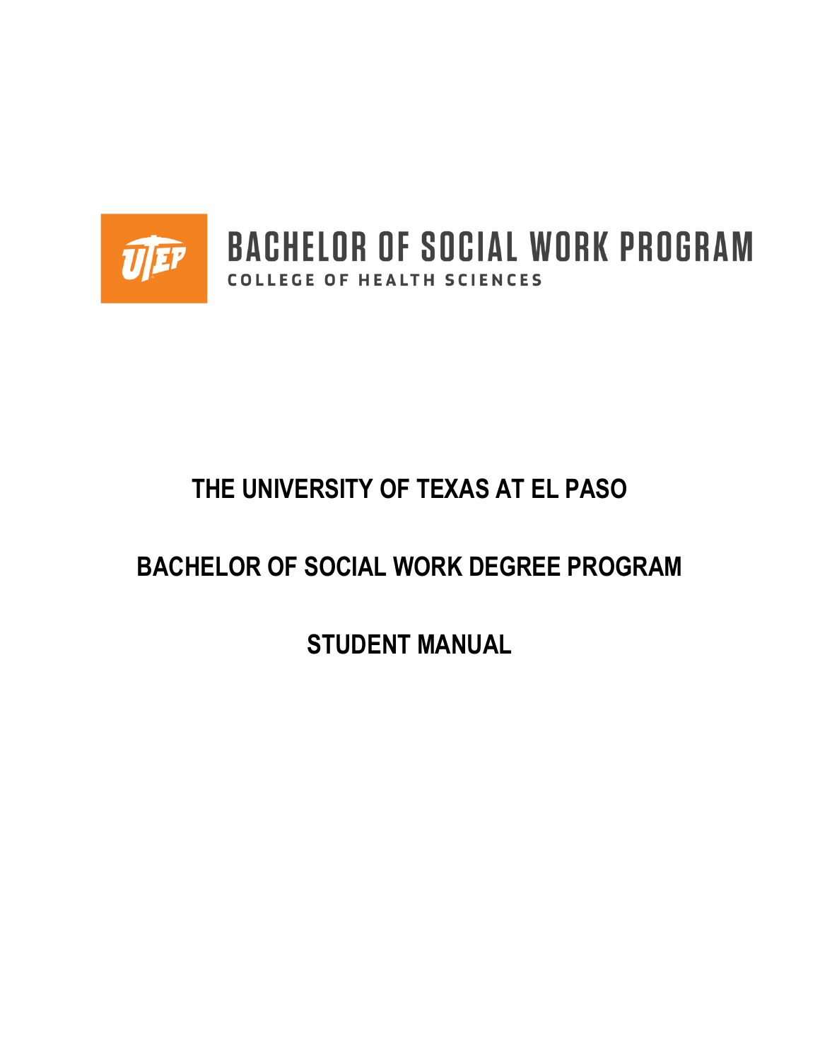BACHELOR OF SOCIAL WORK PROGRAM

COLLEGE OF HEALTH SCIENCES

# THE UNIVERSITY OF TEXAS AT EL PASO

# BACHELOR OF SOCIAL WORK DEGREE PROGRAM

# STUDENT MANUAL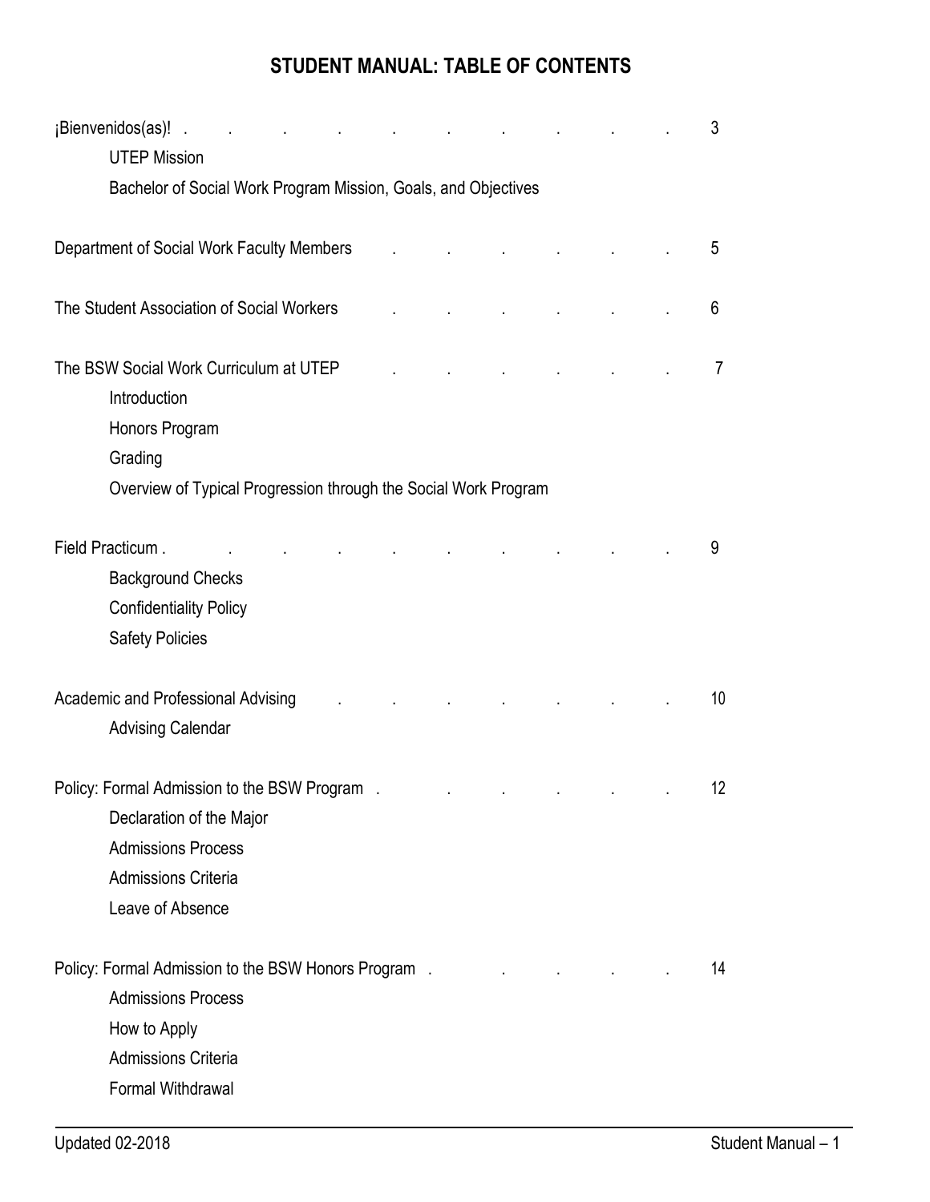# STUDENT MANUAL: TABLE OF CONTENTS

¡Bienvenidos(as)! . . . . . . . . . . . 3
- UTEP Mission
- Bachelor of Social Work Program Mission, Goals, and Objectives

Department of Social Work Faculty Members . . . . . . 5

The Student Association of Social Workers . . . . . . 6

The BSW Social Work Curriculum at UTEP . . . . . . 7
- Introduction
- Honors Program
- Grading
- Overview of Typical Progression through the Social Work Program

Field Practicum . . . . . . . . . . 9
- Background Checks
- Confidentiality Policy
- Safety Policies

Academic and Professional Advising . . . . . . . 10
- Advising Calendar

Policy: Formal Admission to the BSW Program . . . . . . 12
- Declaration of the Major
- Admissions Process
- Admissions Criteria
- Leave of Absence

Policy: Formal Admission to the BSW Honors Program . . . . . 14
- Admissions Process
- How to Apply
- Admissions Criteria
- Formal Withdrawal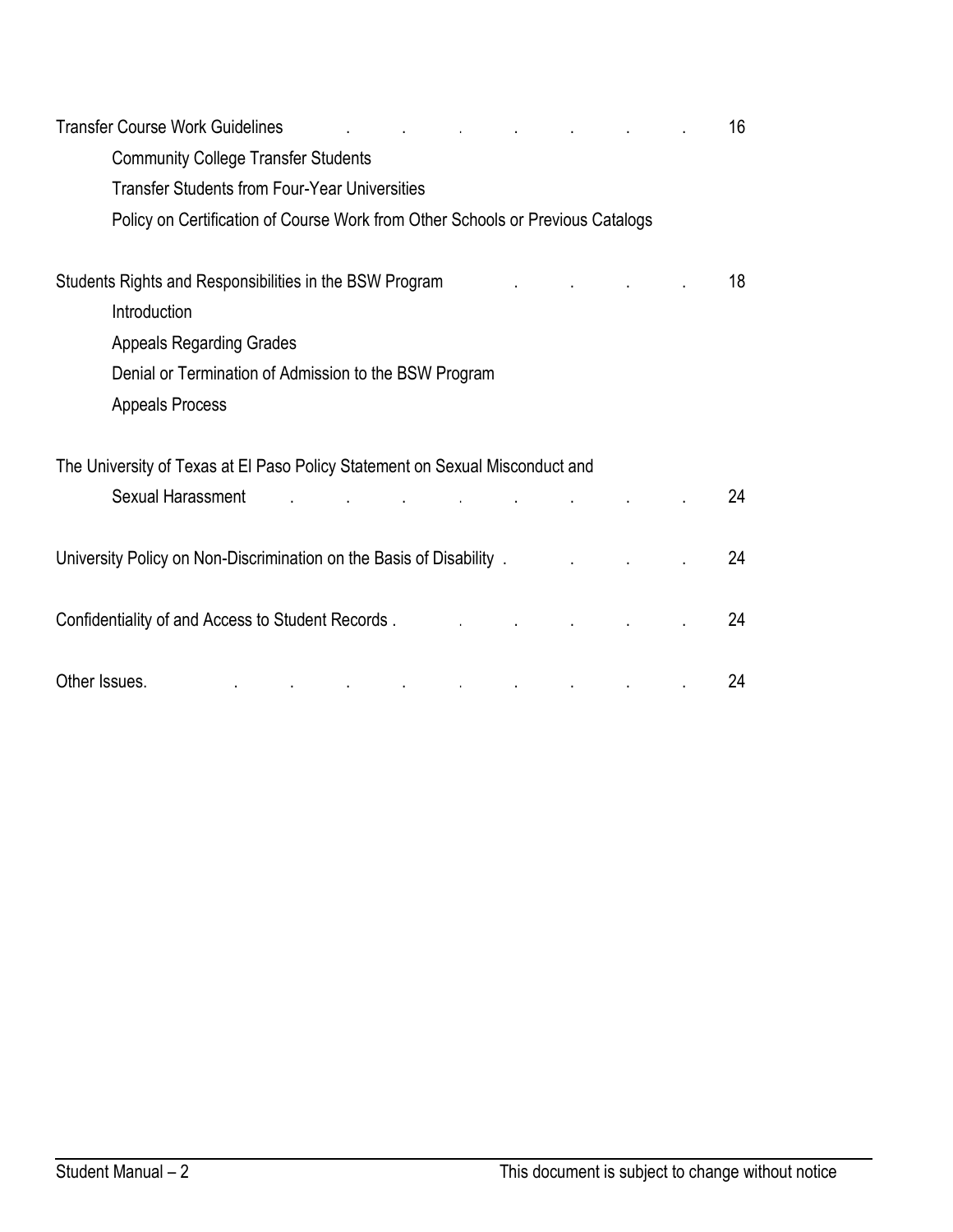Transfer Course Work Guidelines . . . . . . . 16

- Community College Transfer Students
- Transfer Students from Four-Year Universities
- Policy on Certification of Course Work from Other Schools or Previous Catalogs

Students Rights and Responsibilities in the BSW Program . . . . 18

- Introduction
- Appeals Regarding Grades
- Denial or Termination of Admission to the BSW Program
- Appeals Process

The University of Texas at El Paso Policy Statement on Sexual Misconduct and Sexual Harassment . . . . . . . . 24

University Policy on Non-Discrimination on the Basis of Disability . . . . 24

Confidentiality of and Access to Student Records . . . . . . 24

Other Issues. . . . . . . . . . 24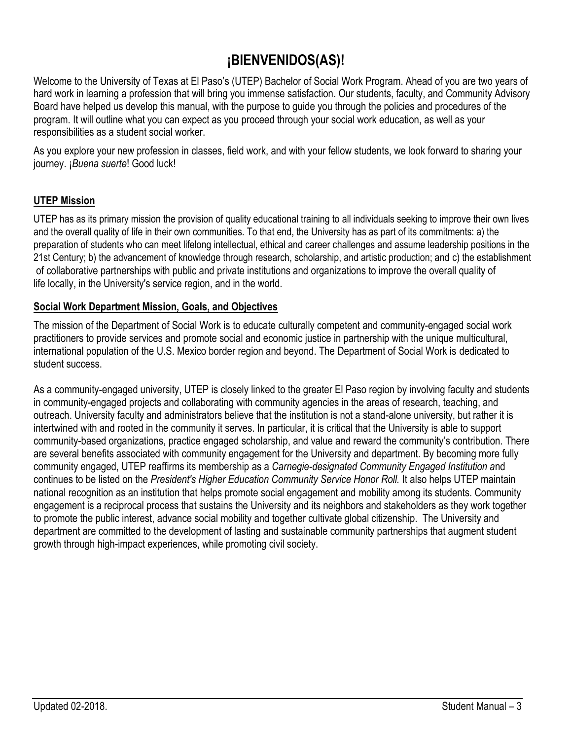# ¡BIENVENIDOS(AS)!

Welcome to the University of Texas at El Paso's (UTEP) Bachelor of Social Work Program. Ahead of you are two years of hard work in learning a profession that will bring you immense satisfaction. Our students, faculty, and Community Advisory Board have helped us develop this manual, with the purpose to guide you through the policies and procedures of the program. It will outline what you can expect as you proceed through your social work education, as well as your responsibilities as a student social worker.

As you explore your new profession in classes, field work, and with your fellow students, we look forward to sharing your journey. ¡*Buena suerte*! Good luck!

## UTEP Mission

UTEP has as its primary mission the provision of quality educational training to all individuals seeking to improve their own lives and the overall quality of life in their own communities. To that end, the University has as part of its commitments: a) the preparation of students who can meet lifelong intellectual, ethical and career challenges and assume leadership positions in the 21st Century; b) the advancement of knowledge through research, scholarship, and artistic production; and c) the establishment of collaborative partnerships with public and private institutions and organizations to improve the overall quality of life locally, in the University's service region, and in the world.

## Social Work Department Mission, Goals, and Objectives

The mission of the Department of Social Work is to educate culturally competent and community-engaged social work practitioners to provide services and promote social and economic justice in partnership with the unique multicultural, international population of the U.S. Mexico border region and beyond. The Department of Social Work is dedicated to student success.

As a community-engaged university, UTEP is closely linked to the greater El Paso region by involving faculty and students in community-engaged projects and collaborating with community agencies in the areas of research, teaching, and outreach. University faculty and administrators believe that the institution is not a stand-alone university, but rather it is intertwined with and rooted in the community it serves. In particular, it is critical that the University is able to support community-based organizations, practice engaged scholarship, and value and reward the community's contribution. There are several benefits associated with community engagement for the University and department. By becoming more fully community engaged, UTEP reaffirms its membership as a *Carnegie-designated Community Engaged Institution a*nd continues to be listed on the *President's Higher Education Community Service Honor Roll.* It also helps UTEP maintain national recognition as an institution that helps promote social engagement and mobility among its students. Community engagement is a reciprocal process that sustains the University and its neighbors and stakeholders as they work together to promote the public interest, advance social mobility and together cultivate global citizenship. The University and department are committed to the development of lasting and sustainable community partnerships that augment student growth through high-impact experiences, while promoting civil society.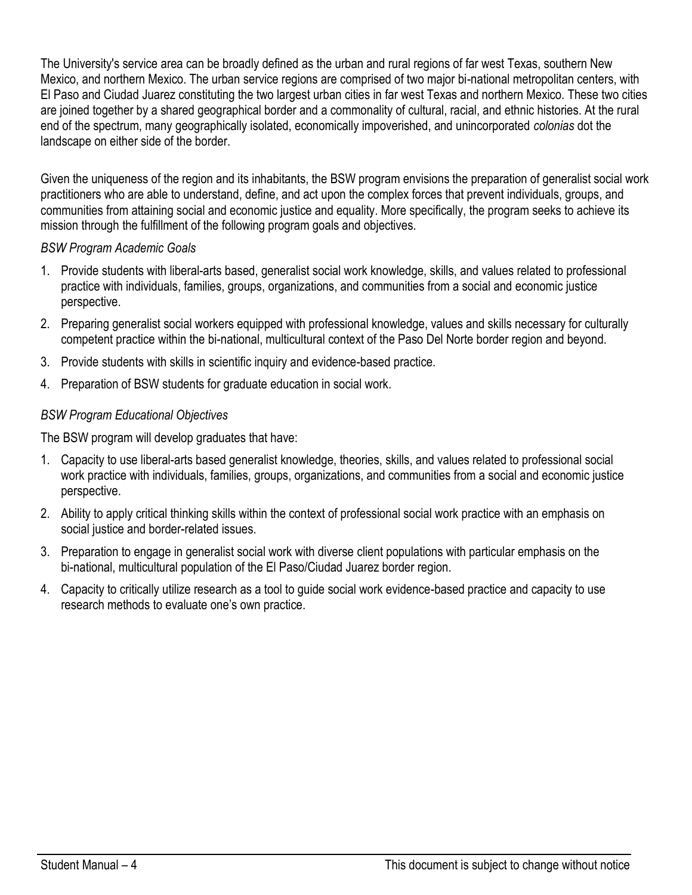The University's service area can be broadly defined as the urban and rural regions of far west Texas, southern New Mexico, and northern Mexico. The urban service regions are comprised of two major bi-national metropolitan centers, with El Paso and Ciudad Juarez constituting the two largest urban cities in far west Texas and northern Mexico. These two cities are joined together by a shared geographical border and a commonality of cultural, racial, and ethnic histories. At the rural end of the spectrum, many geographically isolated, economically impoverished, and unincorporated *colonias* dot the landscape on either side of the border.

Given the uniqueness of the region and its inhabitants, the BSW program envisions the preparation of generalist social work practitioners who are able to understand, define, and act upon the complex forces that prevent individuals, groups, and communities from attaining social and economic justice and equality. More specifically, the program seeks to achieve its mission through the fulfillment of the following program goals and objectives.

*BSW Program Academic Goals*

1. Provide students with liberal-arts based, generalist social work knowledge, skills, and values related to professional practice with individuals, families, groups, organizations, and communities from a social and economic justice perspective.
2. Preparing generalist social workers equipped with professional knowledge, values and skills necessary for culturally competent practice within the bi-national, multicultural context of the Paso Del Norte border region and beyond.
3. Provide students with skills in scientific inquiry and evidence-based practice.
4. Preparation of BSW students for graduate education in social work.

*BSW Program Educational Objectives*

The BSW program will develop graduates that have:

1. Capacity to use liberal-arts based generalist knowledge, theories, skills, and values related to professional social work practice with individuals, families, groups, organizations, and communities from a social and economic justice perspective.
2. Ability to apply critical thinking skills within the context of professional social work practice with an emphasis on social justice and border-related issues.
3. Preparation to engage in generalist social work with diverse client populations with particular emphasis on the bi-national, multicultural population of the El Paso/Ciudad Juarez border region.
4. Capacity to critically utilize research as a tool to guide social work evidence-based practice and capacity to use research methods to evaluate one's own practice.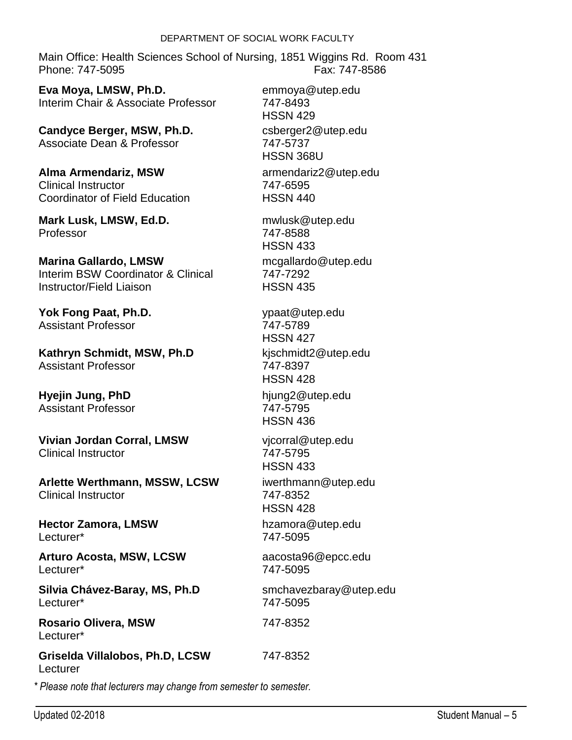## DEPARTMENT OF SOCIAL WORK FACULTY

Main Office: Health Sciences School of Nursing, 1851 Wiggins Rd. Room 431
Phone: 747-5095 Fax: 747-8586

| Faculty | Contact |
|---|---|
| **Eva Moya, LMSW, Ph.D.**<br>Interim Chair & Associate Professor | emmoya@utep.edu<br>747-8493<br>HSSN 429 |
| **Candyce Berger, MSW, Ph.D.**<br>Associate Dean & Professor | csberger2@utep.edu<br>747-5737<br>HSSN 368U |
| **Alma Armendariz, MSW**<br>Clinical Instructor<br>Coordinator of Field Education | armendariz2@utep.edu<br>747-6595<br>HSSN 440 |
| **Mark Lusk, LMSW, Ed.D.**<br>Professor | mwlusk@utep.edu<br>747-8588<br>HSSN 433 |
| **Marina Gallardo, LMSW**<br>Interim BSW Coordinator & Clinical Instructor/Field Liaison | mcgallardo@utep.edu<br>747-7292<br>HSSN 435 |
| **Yok Fong Paat, Ph.D.**<br>Assistant Professor | ypaat@utep.edu<br>747-5789<br>HSSN 427 |
| **Kathryn Schmidt, MSW, Ph.D**<br>Assistant Professor | kjschmidt2@utep.edu<br>747-8397<br>HSSN 428 |
| **Hyejin Jung, PhD**<br>Assistant Professor | hjung2@utep.edu<br>747-5795<br>HSSN 436 |
| **Vivian Jordan Corral, LMSW**<br>Clinical Instructor | vjcorral@utep.edu<br>747-5795<br>HSSN 433 |
| **Arlette Werthmann, MSSW, LCSW**<br>Clinical Instructor | iwerthmann@utep.edu<br>747-8352<br>HSSN 428 |
| **Hector Zamora, LMSW**<br>Lecturer* | hzamora@utep.edu<br>747-5095 |
| **Arturo Acosta, MSW, LCSW**<br>Lecturer* | aacosta96@epcc.edu<br>747-5095 |
| **Silvia Chávez-Baray, MS, Ph.D**<br>Lecturer* | smchavezbaray@utep.edu<br>747-5095 |
| **Rosario Olivera, MSW**<br>Lecturer* | 747-8352 |
| **Griselda Villalobos, Ph.D, LCSW**<br>Lecturer | 747-8352 |

*\* Please note that lecturers may change from semester to semester.*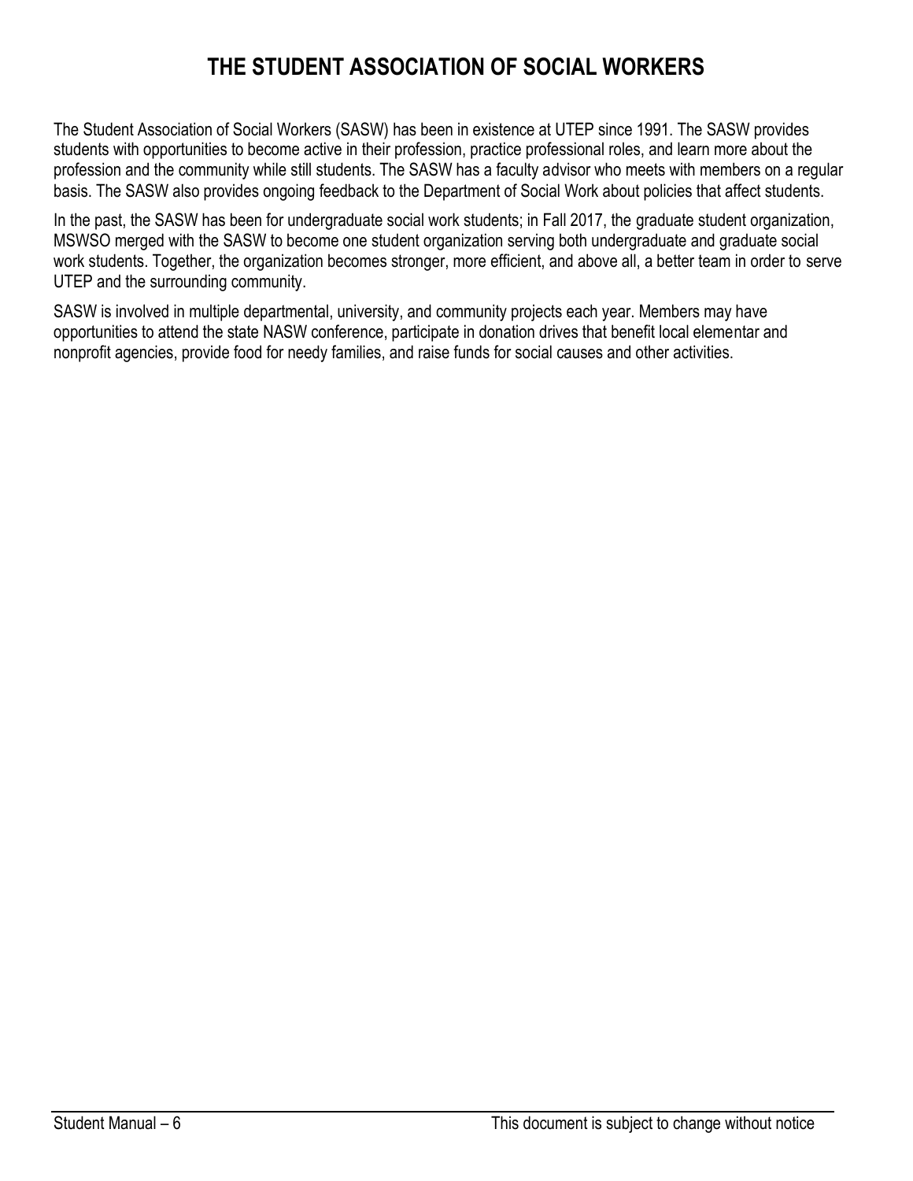# THE STUDENT ASSOCIATION OF SOCIAL WORKERS

The Student Association of Social Workers (SASW) has been in existence at UTEP since 1991. The SASW provides students with opportunities to become active in their profession, practice professional roles, and learn more about the profession and the community while still students. The SASW has a faculty advisor who meets with members on a regular basis. The SASW also provides ongoing feedback to the Department of Social Work about policies that affect students.

In the past, the SASW has been for undergraduate social work students; in Fall 2017, the graduate student organization, MSWSO merged with the SASW to become one student organization serving both undergraduate and graduate social work students. Together, the organization becomes stronger, more efficient, and above all, a better team in order to serve UTEP and the surrounding community.

SASW is involved in multiple departmental, university, and community projects each year. Members may have opportunities to attend the state NASW conference, participate in donation drives that benefit local elementar and nonprofit agencies, provide food for needy families, and raise funds for social causes and other activities.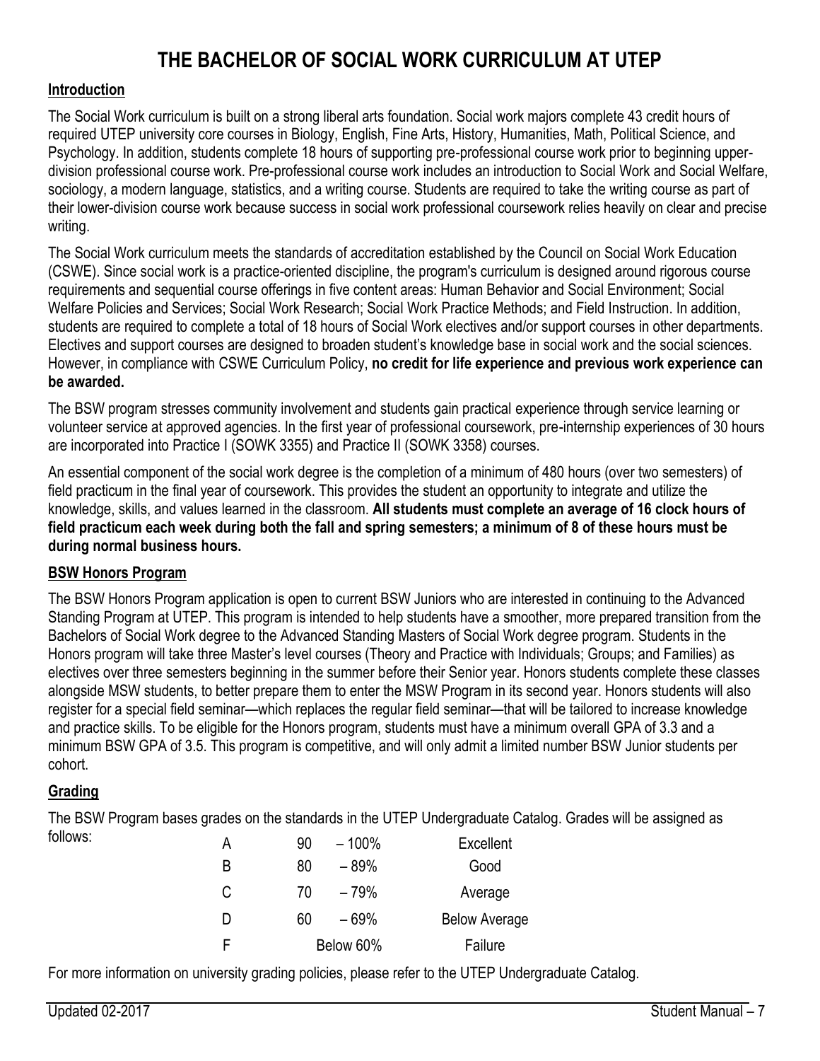# THE BACHELOR OF SOCIAL WORK CURRICULUM AT UTEP

## Introduction

The Social Work curriculum is built on a strong liberal arts foundation. Social work majors complete 43 credit hours of required UTEP university core courses in Biology, English, Fine Arts, History, Humanities, Math, Political Science, and Psychology. In addition, students complete 18 hours of supporting pre-professional course work prior to beginning upper-division professional course work. Pre-professional course work includes an introduction to Social Work and Social Welfare, sociology, a modern language, statistics, and a writing course. Students are required to take the writing course as part of their lower-division course work because success in social work professional coursework relies heavily on clear and precise writing.

The Social Work curriculum meets the standards of accreditation established by the Council on Social Work Education (CSWE). Since social work is a practice-oriented discipline, the program's curriculum is designed around rigorous course requirements and sequential course offerings in five content areas: Human Behavior and Social Environment; Social Welfare Policies and Services; Social Work Research; Social Work Practice Methods; and Field Instruction. In addition, students are required to complete a total of 18 hours of Social Work electives and/or support courses in other departments. Electives and support courses are designed to broaden student's knowledge base in social work and the social sciences. However, in compliance with CSWE Curriculum Policy, **no credit for life experience and previous work experience can be awarded.**

The BSW program stresses community involvement and students gain practical experience through service learning or volunteer service at approved agencies. In the first year of professional coursework, pre-internship experiences of 30 hours are incorporated into Practice I (SOWK 3355) and Practice II (SOWK 3358) courses.

An essential component of the social work degree is the completion of a minimum of 480 hours (over two semesters) of field practicum in the final year of coursework. This provides the student an opportunity to integrate and utilize the knowledge, skills, and values learned in the classroom. **All students must complete an average of 16 clock hours of field practicum each week during both the fall and spring semesters; a minimum of 8 of these hours must be during normal business hours.**

## BSW Honors Program

The BSW Honors Program application is open to current BSW Juniors who are interested in continuing to the Advanced Standing Program at UTEP. This program is intended to help students have a smoother, more prepared transition from the Bachelors of Social Work degree to the Advanced Standing Masters of Social Work degree program. Students in the Honors program will take three Master's level courses (Theory and Practice with Individuals; Groups; and Families) as electives over three semesters beginning in the summer before their Senior year. Honors students complete these classes alongside MSW students, to better prepare them to enter the MSW Program in its second year. Honors students will also register for a special field seminar—which replaces the regular field seminar—that will be tailored to increase knowledge and practice skills. To be eligible for the Honors program, students must have a minimum overall GPA of 3.3 and a minimum BSW GPA of 3.5. This program is competitive, and will only admit a limited number BSW Junior students per cohort.

## Grading

The BSW Program bases grades on the standards in the UTEP Undergraduate Catalog. Grades will be assigned as follows:

| Grade | Range | Description |
|---|---|---|
| A | 90 – 100% | Excellent |
| B | 80 – 89% | Good |
| C | 70 – 79% | Average |
| D | 60 – 69% | Below Average |
| F | Below 60% | Failure |

For more information on university grading policies, please refer to the UTEP Undergraduate Catalog.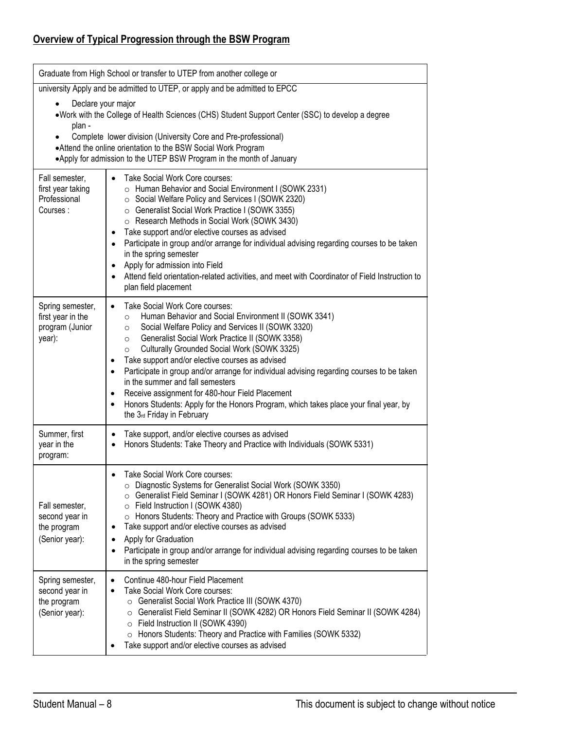## Overview of Typical Progression through the BSW Program

| Graduate from High School or transfer to UTEP from another college or | |
|---|---|
| university Apply and be admitted to UTEP, or apply and be admitted to EPCC<br>• Declare your major<br>• Work with the College of Health Sciences (CHS) Student Support Center (SSC) to develop a degree plan -<br>• Complete lower division (University Core and Pre-professional)<br>• Attend the online orientation to the BSW Social Work Program<br>• Apply for admission to the UTEP BSW Program in the month of January | |
| Fall semester, first year taking Professional Courses : | • Take Social Work Core courses:<br>○ Human Behavior and Social Environment I (SOWK 2331)<br>○ Social Welfare Policy and Services I (SOWK 2320)<br>○ Generalist Social Work Practice I (SOWK 3355)<br>○ Research Methods in Social Work (SOWK 3430)<br>• Take support and/or elective courses as advised<br>• Participate in group and/or arrange for individual advising regarding courses to be taken in the spring semester<br>• Apply for admission into Field<br>• Attend field orientation-related activities, and meet with Coordinator of Field Instruction to plan field placement |
| Spring semester, first year in the program (Junior year): | • Take Social Work Core courses:<br>○ Human Behavior and Social Environment II (SOWK 3341)<br>○ Social Welfare Policy and Services II (SOWK 3320)<br>○ Generalist Social Work Practice II (SOWK 3358)<br>○ Culturally Grounded Social Work (SOWK 3325)<br>• Take support and/or elective courses as advised<br>• Participate in group and/or arrange for individual advising regarding courses to be taken in the summer and fall semesters<br>• Receive assignment for 480-hour Field Placement<br>• Honors Students: Apply for the Honors Program, which takes place your final year, by the 3rd Friday in February |
| Summer, first year in the program: | • Take support, and/or elective courses as advised<br>• Honors Students: Take Theory and Practice with Individuals (SOWK 5331) |
| Fall semester, second year in the program (Senior year): | • Take Social Work Core courses:<br>○ Diagnostic Systems for Generalist Social Work (SOWK 3350)<br>○ Generalist Field Seminar I (SOWK 4281) OR Honors Field Seminar I (SOWK 4283)<br>○ Field Instruction I (SOWK 4380)<br>○ Honors Students: Theory and Practice with Groups (SOWK 5333)<br>• Take support and/or elective courses as advised<br>• Apply for Graduation<br>• Participate in group and/or arrange for individual advising regarding courses to be taken in the spring semester |
| Spring semester, second year in the program (Senior year): | • Continue 480-hour Field Placement<br>• Take Social Work Core courses:<br>○ Generalist Social Work Practice III (SOWK 4370)<br>○ Generalist Field Seminar II (SOWK 4282) OR Honors Field Seminar II (SOWK 4284)<br>○ Field Instruction II (SOWK 4390)<br>○ Honors Students: Theory and Practice with Families (SOWK 5332)<br>• Take support and/or elective courses as advised |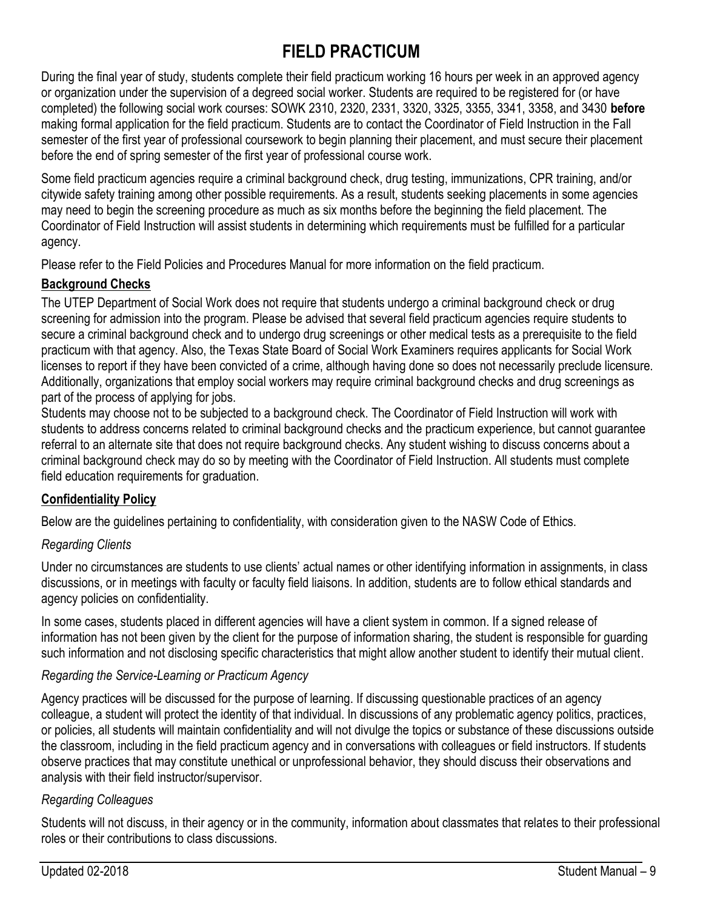# FIELD PRACTICUM

During the final year of study, students complete their field practicum working 16 hours per week in an approved agency or organization under the supervision of a degreed social worker. Students are required to be registered for (or have completed) the following social work courses: SOWK 2310, 2320, 2331, 3320, 3325, 3355, 3341, 3358, and 3430 **before** making formal application for the field practicum. Students are to contact the Coordinator of Field Instruction in the Fall semester of the first year of professional coursework to begin planning their placement, and must secure their placement before the end of spring semester of the first year of professional course work.

Some field practicum agencies require a criminal background check, drug testing, immunizations, CPR training, and/or citywide safety training among other possible requirements. As a result, students seeking placements in some agencies may need to begin the screening procedure as much as six months before the beginning the field placement. The Coordinator of Field Instruction will assist students in determining which requirements must be fulfilled for a particular agency.

Please refer to the Field Policies and Procedures Manual for more information on the field practicum.

## Background Checks

The UTEP Department of Social Work does not require that students undergo a criminal background check or drug screening for admission into the program. Please be advised that several field practicum agencies require students to secure a criminal background check and to undergo drug screenings or other medical tests as a prerequisite to the field practicum with that agency. Also, the Texas State Board of Social Work Examiners requires applicants for Social Work licenses to report if they have been convicted of a crime, although having done so does not necessarily preclude licensure. Additionally, organizations that employ social workers may require criminal background checks and drug screenings as part of the process of applying for jobs.

Students may choose not to be subjected to a background check. The Coordinator of Field Instruction will work with students to address concerns related to criminal background checks and the practicum experience, but cannot guarantee referral to an alternate site that does not require background checks. Any student wishing to discuss concerns about a criminal background check may do so by meeting with the Coordinator of Field Instruction. All students must complete field education requirements for graduation.

## Confidentiality Policy

Below are the guidelines pertaining to confidentiality, with consideration given to the NASW Code of Ethics.

*Regarding Clients*

Under no circumstances are students to use clients' actual names or other identifying information in assignments, in class discussions, or in meetings with faculty or faculty field liaisons. In addition, students are to follow ethical standards and agency policies on confidentiality.

In some cases, students placed in different agencies will have a client system in common. If a signed release of information has not been given by the client for the purpose of information sharing, the student is responsible for guarding such information and not disclosing specific characteristics that might allow another student to identify their mutual client.

*Regarding the Service-Learning or Practicum Agency*

Agency practices will be discussed for the purpose of learning. If discussing questionable practices of an agency colleague, a student will protect the identity of that individual. In discussions of any problematic agency politics, practices, or policies, all students will maintain confidentiality and will not divulge the topics or substance of these discussions outside the classroom, including in the field practicum agency and in conversations with colleagues or field instructors. If students observe practices that may constitute unethical or unprofessional behavior, they should discuss their observations and analysis with their field instructor/supervisor.

*Regarding Colleagues*

Students will not discuss, in their agency or in the community, information about classmates that relates to their professional roles or their contributions to class discussions.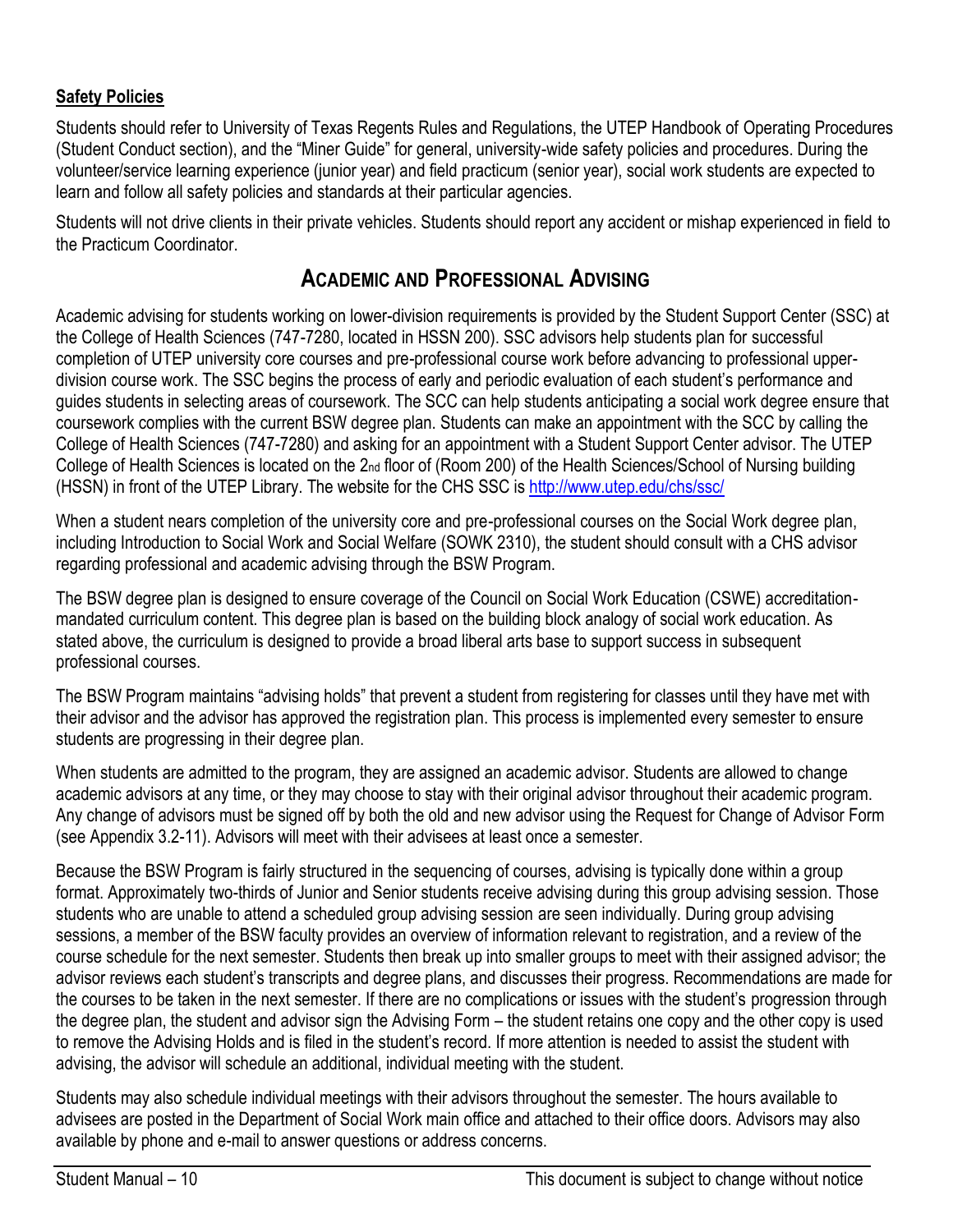**Safety Policies**

Students should refer to University of Texas Regents Rules and Regulations, the UTEP Handbook of Operating Procedures (Student Conduct section), and the "Miner Guide" for general, university-wide safety policies and procedures. During the volunteer/service learning experience (junior year) and field practicum (senior year), social work students are expected to learn and follow all safety policies and standards at their particular agencies.

Students will not drive clients in their private vehicles. Students should report any accident or mishap experienced in field to the Practicum Coordinator.

## ACADEMIC AND PROFESSIONAL ADVISING

Academic advising for students working on lower-division requirements is provided by the Student Support Center (SSC) at the College of Health Sciences (747-7280, located in HSSN 200). SSC advisors help students plan for successful completion of UTEP university core courses and pre-professional course work before advancing to professional upper-division course work. The SSC begins the process of early and periodic evaluation of each student's performance and guides students in selecting areas of coursework. The SCC can help students anticipating a social work degree ensure that coursework complies with the current BSW degree plan. Students can make an appointment with the SCC by calling the College of Health Sciences (747-7280) and asking for an appointment with a Student Support Center advisor. The UTEP College of Health Sciences is located on the 2nd floor of (Room 200) of the Health Sciences/School of Nursing building (HSSN) in front of the UTEP Library. The website for the CHS SSC is http://www.utep.edu/chs/ssc/

When a student nears completion of the university core and pre-professional courses on the Social Work degree plan, including Introduction to Social Work and Social Welfare (SOWK 2310), the student should consult with a CHS advisor regarding professional and academic advising through the BSW Program.

The BSW degree plan is designed to ensure coverage of the Council on Social Work Education (CSWE) accreditation-mandated curriculum content. This degree plan is based on the building block analogy of social work education. As stated above, the curriculum is designed to provide a broad liberal arts base to support success in subsequent professional courses.

The BSW Program maintains "advising holds" that prevent a student from registering for classes until they have met with their advisor and the advisor has approved the registration plan. This process is implemented every semester to ensure students are progressing in their degree plan.

When students are admitted to the program, they are assigned an academic advisor. Students are allowed to change academic advisors at any time, or they may choose to stay with their original advisor throughout their academic program. Any change of advisors must be signed off by both the old and new advisor using the Request for Change of Advisor Form (see Appendix 3.2-11). Advisors will meet with their advisees at least once a semester.

Because the BSW Program is fairly structured in the sequencing of courses, advising is typically done within a group format. Approximately two-thirds of Junior and Senior students receive advising during this group advising session. Those students who are unable to attend a scheduled group advising session are seen individually. During group advising sessions, a member of the BSW faculty provides an overview of information relevant to registration, and a review of the course schedule for the next semester. Students then break up into smaller groups to meet with their assigned advisor; the advisor reviews each student's transcripts and degree plans, and discusses their progress. Recommendations are made for the courses to be taken in the next semester. If there are no complications or issues with the student's progression through the degree plan, the student and advisor sign the Advising Form – the student retains one copy and the other copy is used to remove the Advising Holds and is filed in the student's record. If more attention is needed to assist the student with advising, the advisor will schedule an additional, individual meeting with the student.

Students may also schedule individual meetings with their advisors throughout the semester. The hours available to advisees are posted in the Department of Social Work main office and attached to their office doors. Advisors may also available by phone and e-mail to answer questions or address concerns.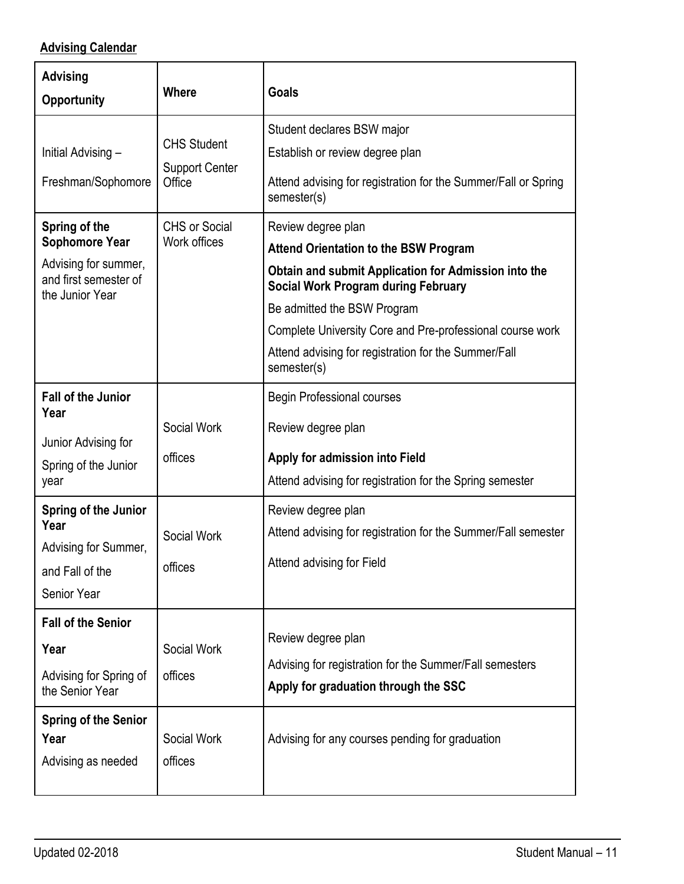**Advising Calendar**

| Advising Opportunity | Where | Goals |
|---|---|---|
| Initial Advising – Freshman/Sophomore | CHS Student Support Center Office | Student declares BSW major<br>Establish or review degree plan<br>Attend advising for registration for the Summer/Fall or Spring semester(s) |
| **Spring of the Sophomore Year**<br>Advising for summer, and first semester of the Junior Year | CHS or Social Work offices | Review degree plan<br>**Attend Orientation to the BSW Program**<br>**Obtain and submit Application for Admission into the Social Work Program during February**<br>Be admitted the BSW Program<br>Complete University Core and Pre-professional course work<br>Attend advising for registration for the Summer/Fall semester(s) |
| **Fall of the Junior Year**<br>Junior Advising for Spring of the Junior year | Social Work offices | Begin Professional courses<br>Review degree plan<br>**Apply for admission into Field**<br>Attend advising for registration for the Spring semester |
| **Spring of the Junior Year**<br>Advising for Summer, and Fall of the Senior Year | Social Work offices | Review degree plan<br>Attend advising for registration for the Summer/Fall semester<br>Attend advising for Field |
| **Fall of the Senior Year**<br>Advising for Spring of the Senior Year | Social Work offices | Review degree plan<br>Advising for registration for the Summer/Fall semesters<br>**Apply for graduation through the SSC** |
| **Spring of the Senior Year**<br>Advising as needed | Social Work offices | Advising for any courses pending for graduation |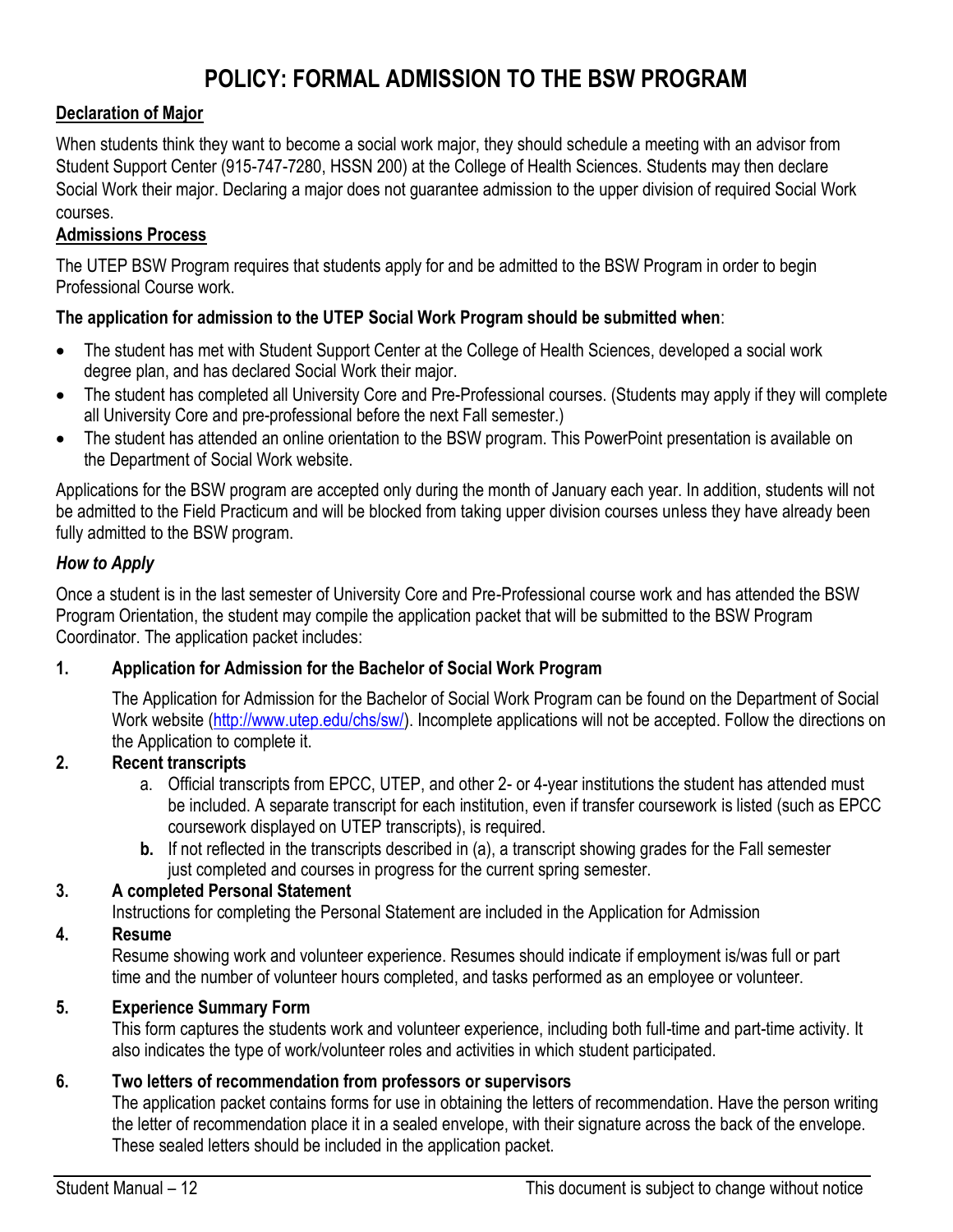# POLICY: FORMAL ADMISSION TO THE BSW PROGRAM

**Declaration of Major**

When students think they want to become a social work major, they should schedule a meeting with an advisor from Student Support Center (915-747-7280, HSSN 200) at the College of Health Sciences. Students may then declare Social Work their major. Declaring a major does not guarantee admission to the upper division of required Social Work courses.

**Admissions Process**

The UTEP BSW Program requires that students apply for and be admitted to the BSW Program in order to begin Professional Course work.

**The application for admission to the UTEP Social Work Program should be submitted when**:

- The student has met with Student Support Center at the College of Health Sciences, developed a social work degree plan, and has declared Social Work their major.
- The student has completed all University Core and Pre-Professional courses. (Students may apply if they will complete all University Core and pre-professional before the next Fall semester.)
- The student has attended an online orientation to the BSW program. This PowerPoint presentation is available on the Department of Social Work website.

Applications for the BSW program are accepted only during the month of January each year. In addition, students will not be admitted to the Field Practicum and will be blocked from taking upper division courses unless they have already been fully admitted to the BSW program.

***How to Apply***

Once a student is in the last semester of University Core and Pre-Professional course work and has attended the BSW Program Orientation, the student may compile the application packet that will be submitted to the BSW Program Coordinator. The application packet includes:

1. **Application for Admission for the Bachelor of Social Work Program**

   The Application for Admission for the Bachelor of Social Work Program can be found on the Department of Social Work website (http://www.utep.edu/chs/sw/). Incomplete applications will not be accepted. Follow the directions on the Application to complete it.

2. **Recent transcripts**

   a. Official transcripts from EPCC, UTEP, and other 2- or 4-year institutions the student has attended must be included. A separate transcript for each institution, even if transfer coursework is listed (such as EPCC coursework displayed on UTEP transcripts), is required.

   **b.** If not reflected in the transcripts described in (a), a transcript showing grades for the Fall semester just completed and courses in progress for the current spring semester.

3. **A completed Personal Statement**

   Instructions for completing the Personal Statement are included in the Application for Admission

4. **Resume**

   Resume showing work and volunteer experience. Resumes should indicate if employment is/was full or part time and the number of volunteer hours completed, and tasks performed as an employee or volunteer.

5. **Experience Summary Form**

   This form captures the students work and volunteer experience, including both full-time and part-time activity. It also indicates the type of work/volunteer roles and activities in which student participated.

6. **Two letters of recommendation from professors or supervisors**

   The application packet contains forms for use in obtaining the letters of recommendation. Have the person writing the letter of recommendation place it in a sealed envelope, with their signature across the back of the envelope. These sealed letters should be included in the application packet.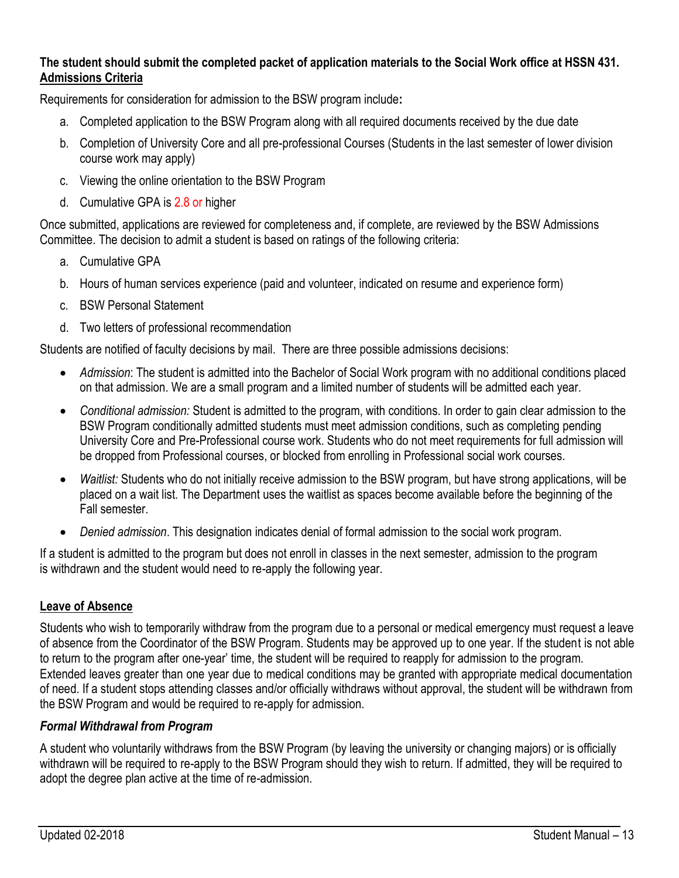**The student should submit the completed packet of application materials to the Social Work office at HSSN 431.**

## Admissions Criteria

Requirements for consideration for admission to the BSW program include**:**

a. Completed application to the BSW Program along with all required documents received by the due date
b. Completion of University Core and all pre-professional Courses (Students in the last semester of lower division course work may apply)
c. Viewing the online orientation to the BSW Program
d. Cumulative GPA is 2.8 or higher

Once submitted, applications are reviewed for completeness and, if complete, are reviewed by the BSW Admissions Committee. The decision to admit a student is based on ratings of the following criteria:

a. Cumulative GPA
b. Hours of human services experience (paid and volunteer, indicated on resume and experience form)
c. BSW Personal Statement
d. Two letters of professional recommendation

Students are notified of faculty decisions by mail. There are three possible admissions decisions:

- *Admission*: The student is admitted into the Bachelor of Social Work program with no additional conditions placed on that admission. We are a small program and a limited number of students will be admitted each year.
- *Conditional admission:* Student is admitted to the program, with conditions. In order to gain clear admission to the BSW Program conditionally admitted students must meet admission conditions, such as completing pending University Core and Pre-Professional course work. Students who do not meet requirements for full admission will be dropped from Professional courses, or blocked from enrolling in Professional social work courses.
- *Waitlist:* Students who do not initially receive admission to the BSW program, but have strong applications, will be placed on a wait list. The Department uses the waitlist as spaces become available before the beginning of the Fall semester.
- *Denied admission*. This designation indicates denial of formal admission to the social work program.

If a student is admitted to the program but does not enroll in classes in the next semester, admission to the program is withdrawn and the student would need to re-apply the following year.

## Leave of Absence

Students who wish to temporarily withdraw from the program due to a personal or medical emergency must request a leave of absence from the Coordinator of the BSW Program. Students may be approved up to one year. If the student is not able to return to the program after one-year' time, the student will be required to reapply for admission to the program. Extended leaves greater than one year due to medical conditions may be granted with appropriate medical documentation of need. If a student stops attending classes and/or officially withdraws without approval, the student will be withdrawn from the BSW Program and would be required to re-apply for admission.

### *Formal Withdrawal from Program*

A student who voluntarily withdraws from the BSW Program (by leaving the university or changing majors) or is officially withdrawn will be required to re-apply to the BSW Program should they wish to return. If admitted, they will be required to adopt the degree plan active at the time of re-admission.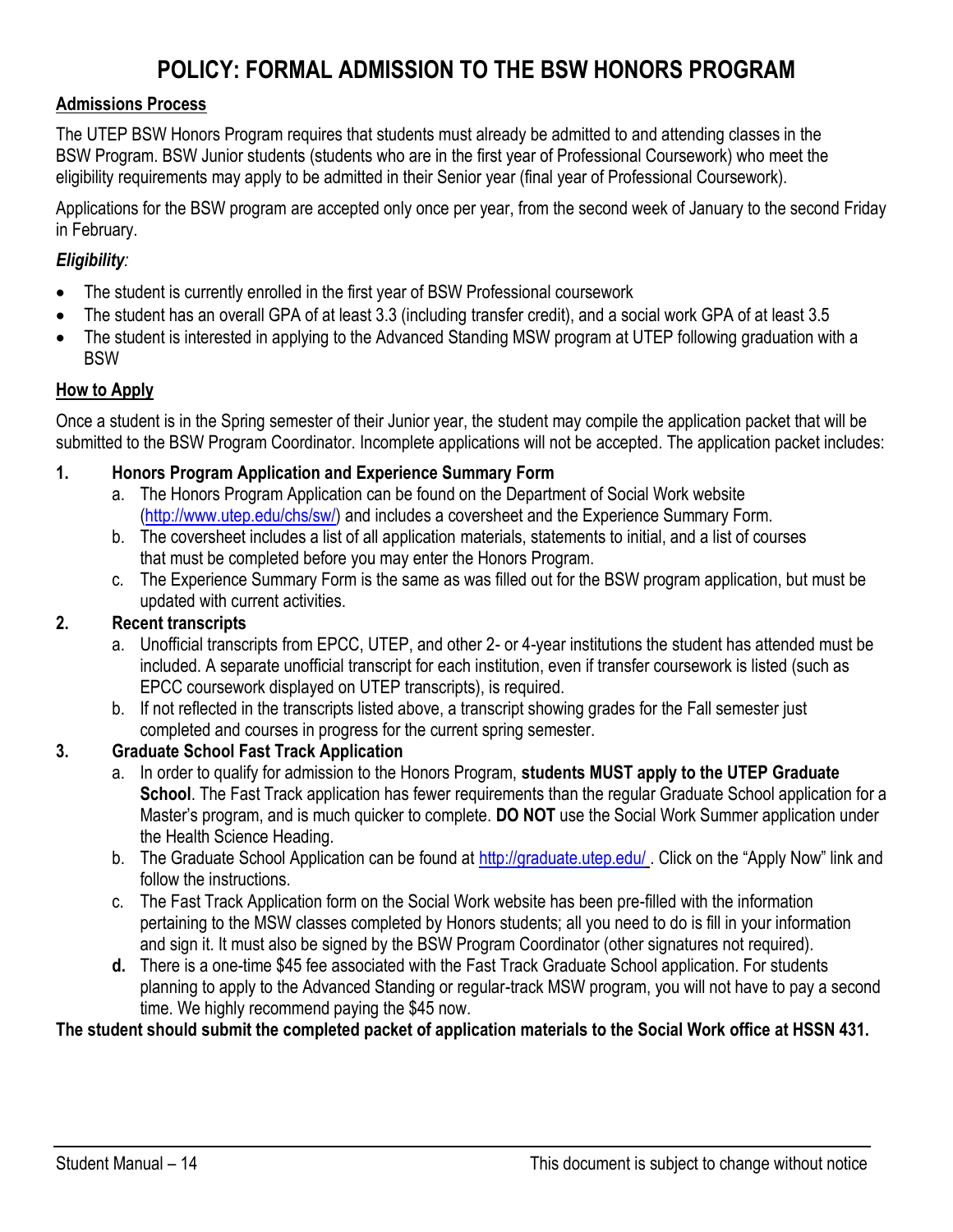# POLICY: FORMAL ADMISSION TO THE BSW HONORS PROGRAM

## Admissions Process

The UTEP BSW Honors Program requires that students must already be admitted to and attending classes in the BSW Program. BSW Junior students (students who are in the first year of Professional Coursework) who meet the eligibility requirements may apply to be admitted in their Senior year (final year of Professional Coursework).

Applications for the BSW program are accepted only once per year, from the second week of January to the second Friday in February.

***Eligibility:***

- The student is currently enrolled in the first year of BSW Professional coursework
- The student has an overall GPA of at least 3.3 (including transfer credit), and a social work GPA of at least 3.5
- The student is interested in applying to the Advanced Standing MSW program at UTEP following graduation with a BSW

## How to Apply

Once a student is in the Spring semester of their Junior year, the student may compile the application packet that will be submitted to the BSW Program Coordinator. Incomplete applications will not be accepted. The application packet includes:

1. **Honors Program Application and Experience Summary Form**
   a. The Honors Program Application can be found on the Department of Social Work website (http://www.utep.edu/chs/sw/) and includes a coversheet and the Experience Summary Form.
   b. The coversheet includes a list of all application materials, statements to initial, and a list of courses that must be completed before you may enter the Honors Program.
   c. The Experience Summary Form is the same as was filled out for the BSW program application, but must be updated with current activities.
2. **Recent transcripts**
   a. Unofficial transcripts from EPCC, UTEP, and other 2- or 4-year institutions the student has attended must be included. A separate unofficial transcript for each institution, even if transfer coursework is listed (such as EPCC coursework displayed on UTEP transcripts), is required.
   b. If not reflected in the transcripts listed above, a transcript showing grades for the Fall semester just completed and courses in progress for the current spring semester.
3. **Graduate School Fast Track Application**
   a. In order to qualify for admission to the Honors Program, **students MUST apply to the UTEP Graduate School**. The Fast Track application has fewer requirements than the regular Graduate School application for a Master's program, and is much quicker to complete. **DO NOT** use the Social Work Summer application under the Health Science Heading.
   b. The Graduate School Application can be found at http://graduate.utep.edu/ . Click on the "Apply Now" link and follow the instructions.
   c. The Fast Track Application form on the Social Work website has been pre-filled with the information pertaining to the MSW classes completed by Honors students; all you need to do is fill in your information and sign it. It must also be signed by the BSW Program Coordinator (other signatures not required).
   **d.** There is a one-time $45 fee associated with the Fast Track Graduate School application. For students planning to apply to the Advanced Standing or regular-track MSW program, you will not have to pay a second time. We highly recommend paying the $45 now.

**The student should submit the completed packet of application materials to the Social Work office at HSSN 431.**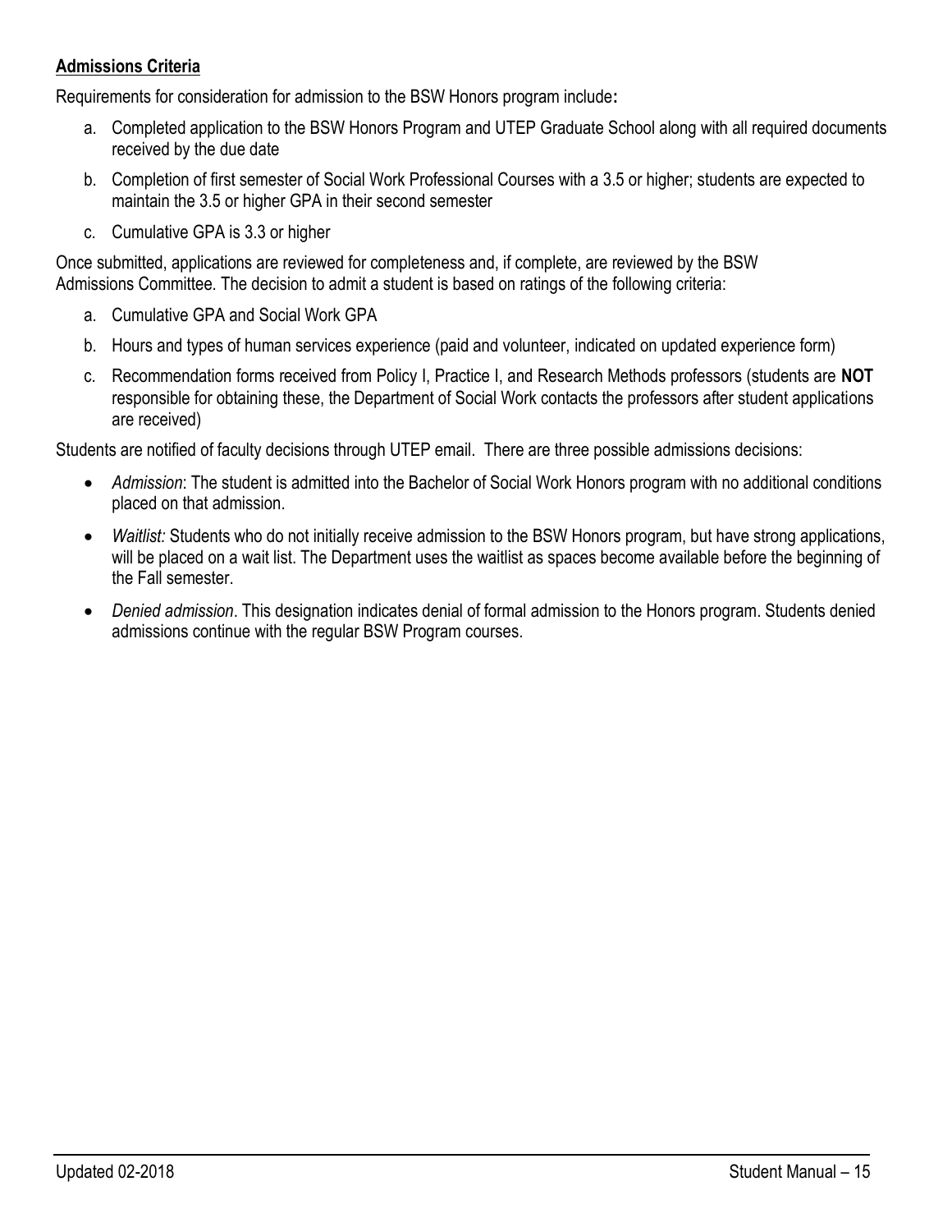## Admissions Criteria

Requirements for consideration for admission to the BSW Honors program include**:**

a. Completed application to the BSW Honors Program and UTEP Graduate School along with all required documents received by the due date
b. Completion of first semester of Social Work Professional Courses with a 3.5 or higher; students are expected to maintain the 3.5 or higher GPA in their second semester
c. Cumulative GPA is 3.3 or higher

Once submitted, applications are reviewed for completeness and, if complete, are reviewed by the BSW Admissions Committee. The decision to admit a student is based on ratings of the following criteria:

a. Cumulative GPA and Social Work GPA
b. Hours and types of human services experience (paid and volunteer, indicated on updated experience form)
c. Recommendation forms received from Policy I, Practice I, and Research Methods professors (students are **NOT** responsible for obtaining these, the Department of Social Work contacts the professors after student applications are received)

Students are notified of faculty decisions through UTEP email. There are three possible admissions decisions:

- *Admission*: The student is admitted into the Bachelor of Social Work Honors program with no additional conditions placed on that admission.
- *Waitlist:* Students who do not initially receive admission to the BSW Honors program, but have strong applications, will be placed on a wait list. The Department uses the waitlist as spaces become available before the beginning of the Fall semester.
- *Denied admission*. This designation indicates denial of formal admission to the Honors program. Students denied admissions continue with the regular BSW Program courses.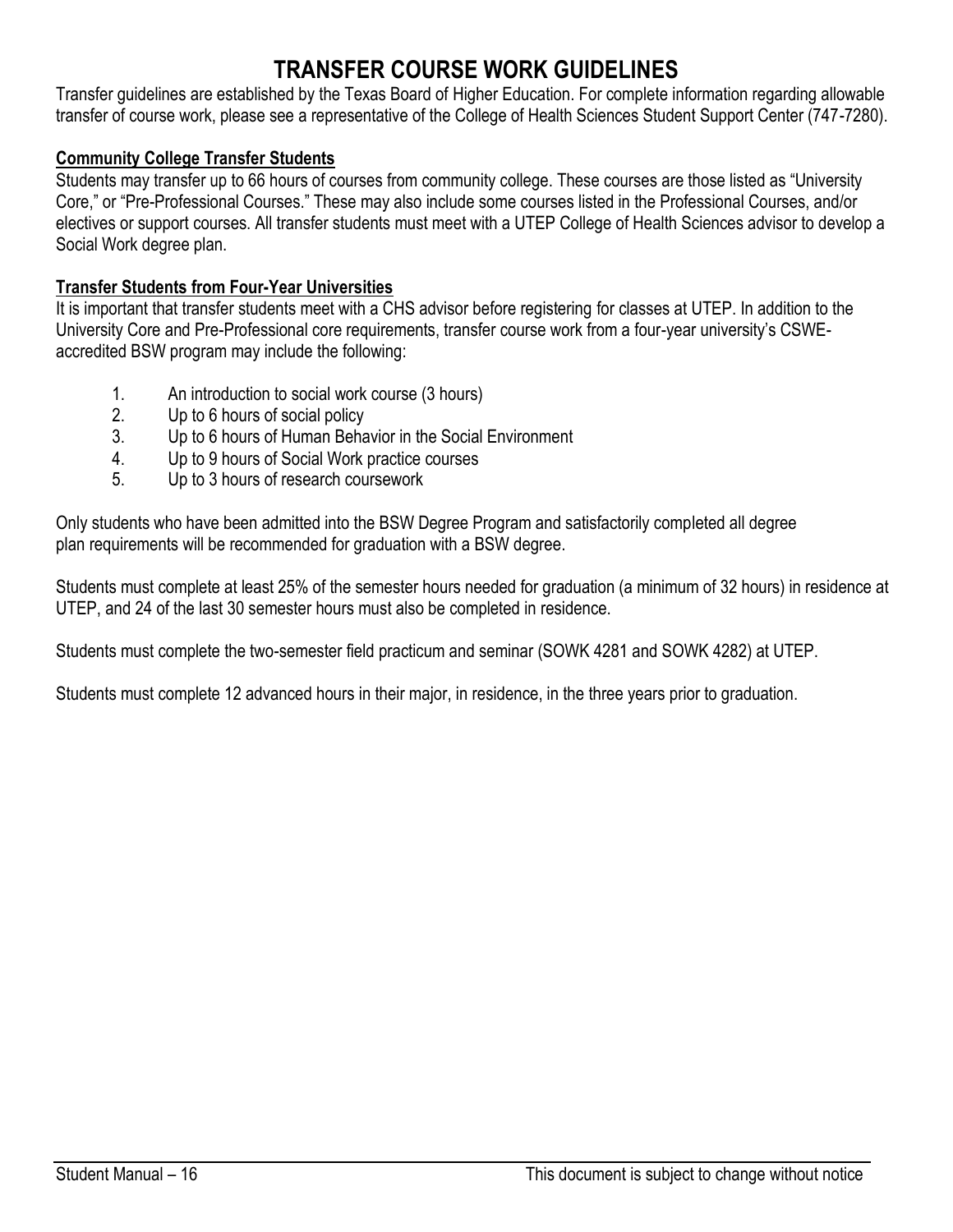# TRANSFER COURSE WORK GUIDELINES

Transfer guidelines are established by the Texas Board of Higher Education. For complete information regarding allowable transfer of course work, please see a representative of the College of Health Sciences Student Support Center (747-7280).

**Community College Transfer Students**

Students may transfer up to 66 hours of courses from community college. These courses are those listed as "University Core," or "Pre-Professional Courses." These may also include some courses listed in the Professional Courses, and/or electives or support courses. All transfer students must meet with a UTEP College of Health Sciences advisor to develop a Social Work degree plan.

**Transfer Students from Four-Year Universities**

It is important that transfer students meet with a CHS advisor before registering for classes at UTEP. In addition to the University Core and Pre-Professional core requirements, transfer course work from a four-year university's CSWE-accredited BSW program may include the following:

1. An introduction to social work course (3 hours)
2. Up to 6 hours of social policy
3. Up to 6 hours of Human Behavior in the Social Environment
4. Up to 9 hours of Social Work practice courses
5. Up to 3 hours of research coursework

Only students who have been admitted into the BSW Degree Program and satisfactorily completed all degree plan requirements will be recommended for graduation with a BSW degree.

Students must complete at least 25% of the semester hours needed for graduation (a minimum of 32 hours) in residence at UTEP, and 24 of the last 30 semester hours must also be completed in residence.

Students must complete the two-semester field practicum and seminar (SOWK 4281 and SOWK 4282) at UTEP.

Students must complete 12 advanced hours in their major, in residence, in the three years prior to graduation.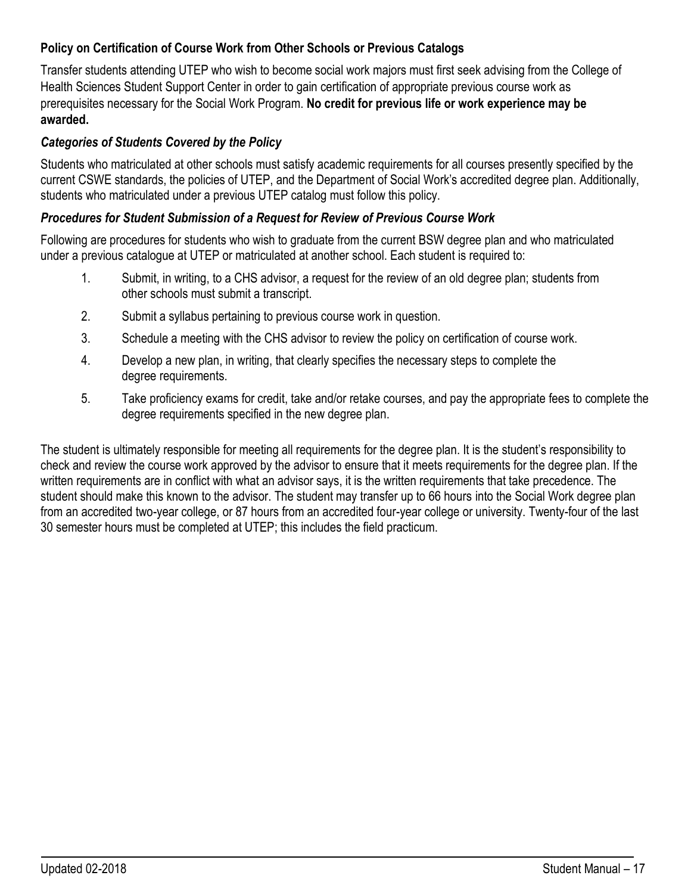### Policy on Certification of Course Work from Other Schools or Previous Catalogs

Transfer students attending UTEP who wish to become social work majors must first seek advising from the College of Health Sciences Student Support Center in order to gain certification of appropriate previous course work as prerequisites necessary for the Social Work Program. **No credit for previous life or work experience may be awarded.**

#### *Categories of Students Covered by the Policy*

Students who matriculated at other schools must satisfy academic requirements for all courses presently specified by the current CSWE standards, the policies of UTEP, and the Department of Social Work's accredited degree plan. Additionally, students who matriculated under a previous UTEP catalog must follow this policy.

#### *Procedures for Student Submission of a Request for Review of Previous Course Work*

Following are procedures for students who wish to graduate from the current BSW degree plan and who matriculated under a previous catalogue at UTEP or matriculated at another school. Each student is required to:

1. Submit, in writing, to a CHS advisor, a request for the review of an old degree plan; students from other schools must submit a transcript.
2. Submit a syllabus pertaining to previous course work in question.
3. Schedule a meeting with the CHS advisor to review the policy on certification of course work.
4. Develop a new plan, in writing, that clearly specifies the necessary steps to complete the degree requirements.
5. Take proficiency exams for credit, take and/or retake courses, and pay the appropriate fees to complete the degree requirements specified in the new degree plan.

The student is ultimately responsible for meeting all requirements for the degree plan. It is the student's responsibility to check and review the course work approved by the advisor to ensure that it meets requirements for the degree plan. If the written requirements are in conflict with what an advisor says, it is the written requirements that take precedence. The student should make this known to the advisor. The student may transfer up to 66 hours into the Social Work degree plan from an accredited two-year college, or 87 hours from an accredited four-year college or university. Twenty-four of the last 30 semester hours must be completed at UTEP; this includes the field practicum.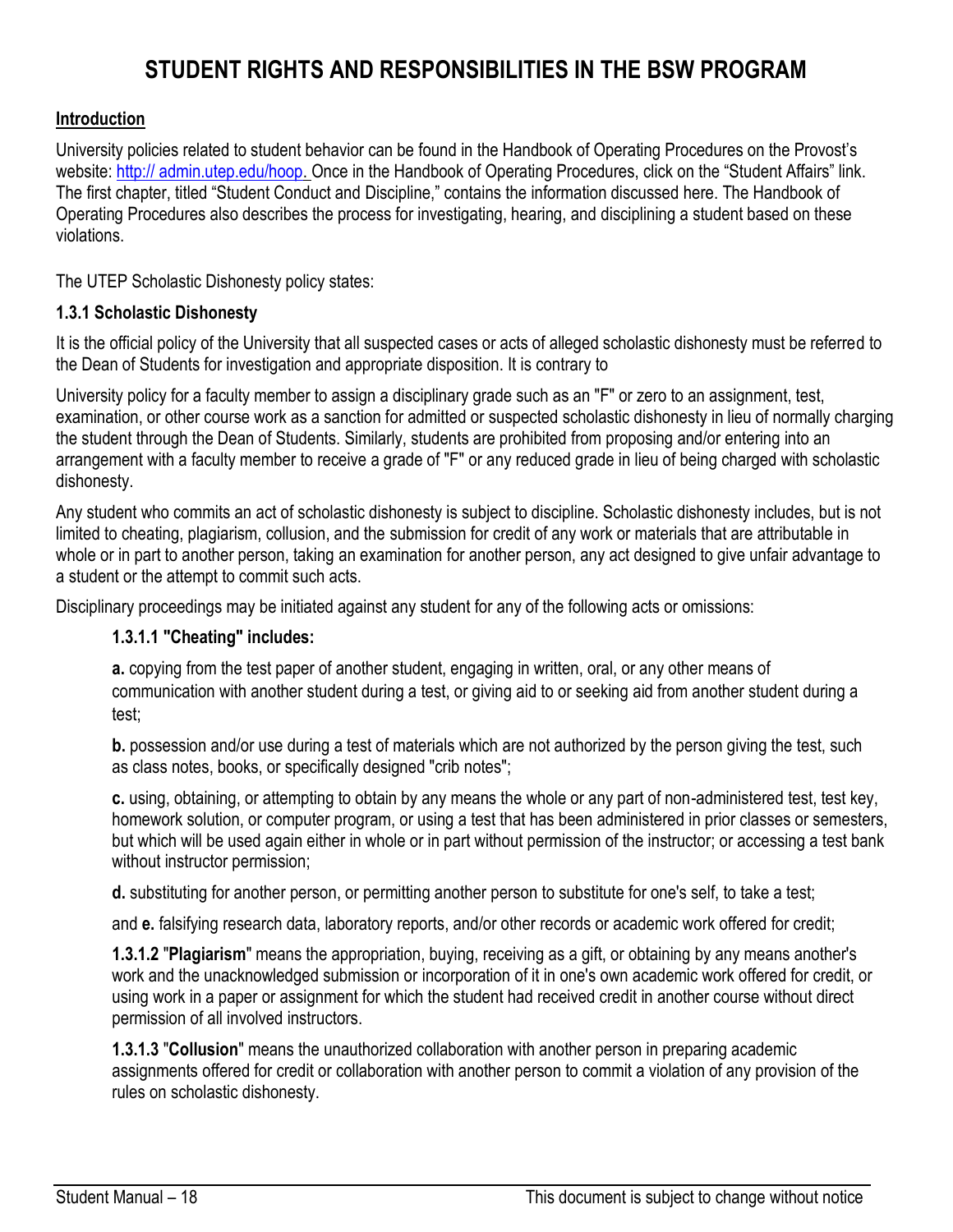# STUDENT RIGHTS AND RESPONSIBILITIES IN THE BSW PROGRAM

## Introduction

University policies related to student behavior can be found in the Handbook of Operating Procedures on the Provost's website: http:// admin.utep.edu/hoop. Once in the Handbook of Operating Procedures, click on the "Student Affairs" link. The first chapter, titled "Student Conduct and Discipline," contains the information discussed here. The Handbook of Operating Procedures also describes the process for investigating, hearing, and disciplining a student based on these violations.

The UTEP Scholastic Dishonesty policy states:

### 1.3.1 Scholastic Dishonesty

It is the official policy of the University that all suspected cases or acts of alleged scholastic dishonesty must be referred to the Dean of Students for investigation and appropriate disposition. It is contrary to

University policy for a faculty member to assign a disciplinary grade such as an "F" or zero to an assignment, test, examination, or other course work as a sanction for admitted or suspected scholastic dishonesty in lieu of normally charging the student through the Dean of Students. Similarly, students are prohibited from proposing and/or entering into an arrangement with a faculty member to receive a grade of "F" or any reduced grade in lieu of being charged with scholastic dishonesty.

Any student who commits an act of scholastic dishonesty is subject to discipline. Scholastic dishonesty includes, but is not limited to cheating, plagiarism, collusion, and the submission for credit of any work or materials that are attributable in whole or in part to another person, taking an examination for another person, any act designed to give unfair advantage to a student or the attempt to commit such acts.

Disciplinary proceedings may be initiated against any student for any of the following acts or omissions:

**1.3.1.1 "Cheating" includes:**

**a.** copying from the test paper of another student, engaging in written, oral, or any other means of communication with another student during a test, or giving aid to or seeking aid from another student during a test;

**b.** possession and/or use during a test of materials which are not authorized by the person giving the test, such as class notes, books, or specifically designed "crib notes";

**c.** using, obtaining, or attempting to obtain by any means the whole or any part of non-administered test, test key, homework solution, or computer program, or using a test that has been administered in prior classes or semesters, but which will be used again either in whole or in part without permission of the instructor; or accessing a test bank without instructor permission;

**d.** substituting for another person, or permitting another person to substitute for one's self, to take a test;

and **e.** falsifying research data, laboratory reports, and/or other records or academic work offered for credit;

**1.3.1.2** "**Plagiarism**" means the appropriation, buying, receiving as a gift, or obtaining by any means another's work and the unacknowledged submission or incorporation of it in one's own academic work offered for credit, or using work in a paper or assignment for which the student had received credit in another course without direct permission of all involved instructors.

**1.3.1.3** "**Collusion**" means the unauthorized collaboration with another person in preparing academic assignments offered for credit or collaboration with another person to commit a violation of any provision of the rules on scholastic dishonesty.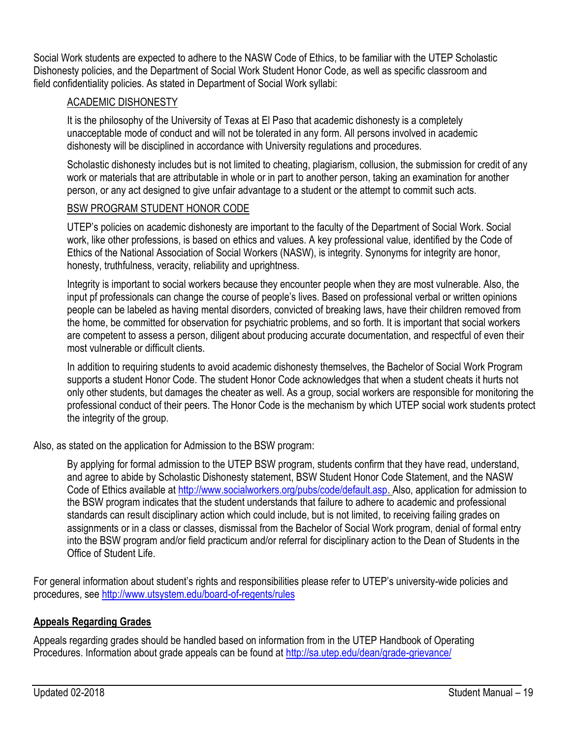Social Work students are expected to adhere to the NASW Code of Ethics, to be familiar with the UTEP Scholastic Dishonesty policies, and the Department of Social Work Student Honor Code, as well as specific classroom and field confidentiality policies. As stated in Department of Social Work syllabi:

> ACADEMIC DISHONESTY
>
> It is the philosophy of the University of Texas at El Paso that academic dishonesty is a completely unacceptable mode of conduct and will not be tolerated in any form. All persons involved in academic dishonesty will be disciplined in accordance with University regulations and procedures.
>
> Scholastic dishonesty includes but is not limited to cheating, plagiarism, collusion, the submission for credit of any work or materials that are attributable in whole or in part to another person, taking an examination for another person, or any act designed to give unfair advantage to a student or the attempt to commit such acts.
>
> BSW PROGRAM STUDENT HONOR CODE
>
> UTEP's policies on academic dishonesty are important to the faculty of the Department of Social Work. Social work, like other professions, is based on ethics and values. A key professional value, identified by the Code of Ethics of the National Association of Social Workers (NASW), is integrity. Synonyms for integrity are honor, honesty, truthfulness, veracity, reliability and uprightness.
>
> Integrity is important to social workers because they encounter people when they are most vulnerable. Also, the input pf professionals can change the course of people's lives. Based on professional verbal or written opinions people can be labeled as having mental disorders, convicted of breaking laws, have their children removed from the home, be committed for observation for psychiatric problems, and so forth. It is important that social workers are competent to assess a person, diligent about producing accurate documentation, and respectful of even their most vulnerable or difficult clients.
>
> In addition to requiring students to avoid academic dishonesty themselves, the Bachelor of Social Work Program supports a student Honor Code. The student Honor Code acknowledges that when a student cheats it hurts not only other students, but damages the cheater as well. As a group, social workers are responsible for monitoring the professional conduct of their peers. The Honor Code is the mechanism by which UTEP social work students protect the integrity of the group.

Also, as stated on the application for Admission to the BSW program:

> By applying for formal admission to the UTEP BSW program, students confirm that they have read, understand, and agree to abide by Scholastic Dishonesty statement, BSW Student Honor Code Statement, and the NASW Code of Ethics available at http://www.socialworkers.org/pubs/code/default.asp. Also, application for admission to the BSW program indicates that the student understands that failure to adhere to academic and professional standards can result disciplinary action which could include, but is not limited, to receiving failing grades on assignments or in a class or classes, dismissal from the Bachelor of Social Work program, denial of formal entry into the BSW program and/or field practicum and/or referral for disciplinary action to the Dean of Students in the Office of Student Life.

For general information about student's rights and responsibilities please refer to UTEP's university-wide policies and procedures, see http://www.utsystem.edu/board-of-regents/rules

## Appeals Regarding Grades

Appeals regarding grades should be handled based on information from in the UTEP Handbook of Operating Procedures. Information about grade appeals can be found at http://sa.utep.edu/dean/grade-grievance/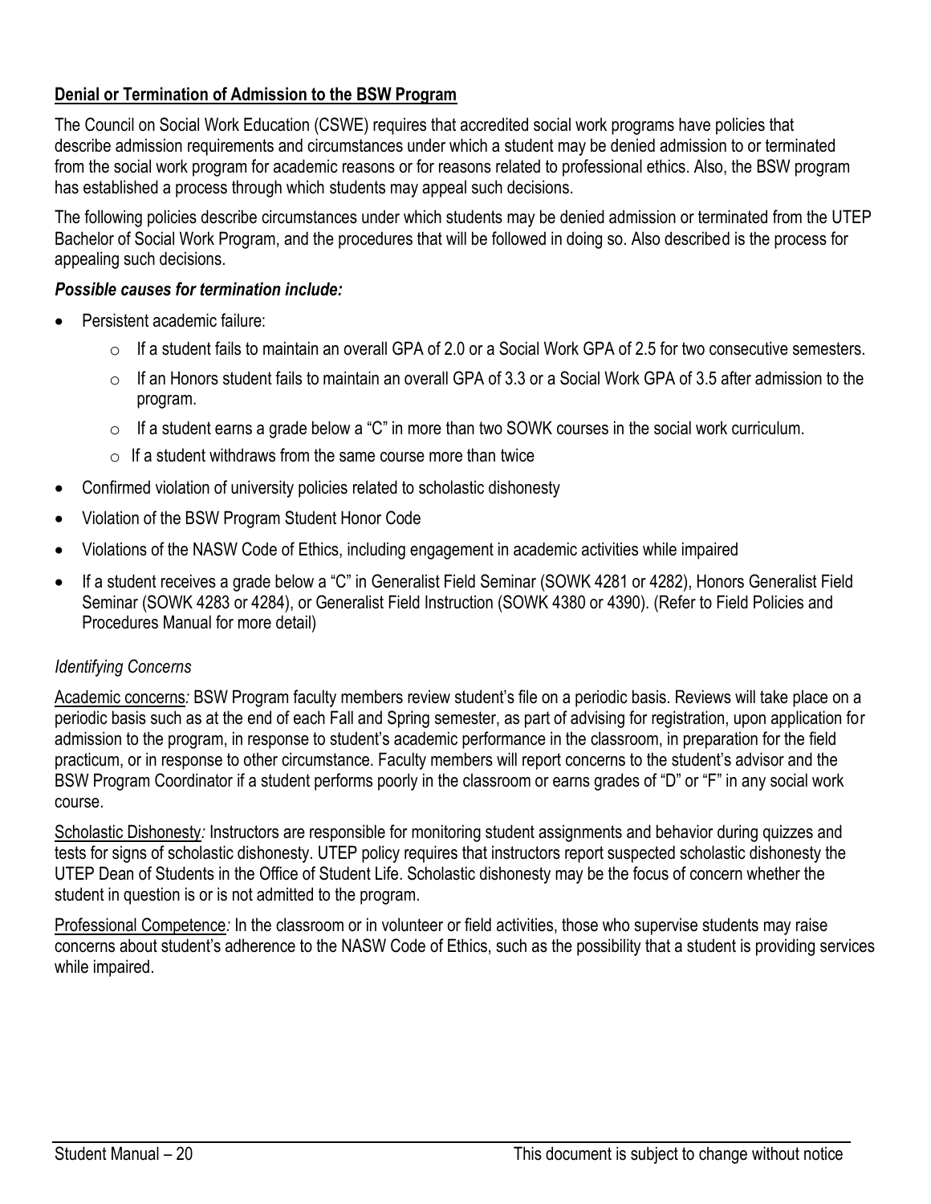**<u>Denial or Termination of Admission to the BSW Program</u>**

The Council on Social Work Education (CSWE) requires that accredited social work programs have policies that describe admission requirements and circumstances under which a student may be denied admission to or terminated from the social work program for academic reasons or for reasons related to professional ethics. Also, the BSW program has established a process through which students may appeal such decisions.

The following policies describe circumstances under which students may be denied admission or terminated from the UTEP Bachelor of Social Work Program, and the procedures that will be followed in doing so. Also described is the process for appealing such decisions.

***Possible causes for termination include:***

- Persistent academic failure:
  - If a student fails to maintain an overall GPA of 2.0 or a Social Work GPA of 2.5 for two consecutive semesters.
  - If an Honors student fails to maintain an overall GPA of 3.3 or a Social Work GPA of 3.5 after admission to the program.
  - If a student earns a grade below a "C" in more than two SOWK courses in the social work curriculum.
  - If a student withdraws from the same course more than twice
- Confirmed violation of university policies related to scholastic dishonesty
- Violation of the BSW Program Student Honor Code
- Violations of the NASW Code of Ethics, including engagement in academic activities while impaired
- If a student receives a grade below a "C" in Generalist Field Seminar (SOWK 4281 or 4282), Honors Generalist Field Seminar (SOWK 4283 or 4284), or Generalist Field Instruction (SOWK 4380 or 4390). (Refer to Field Policies and Procedures Manual for more detail)

*Identifying Concerns*

<u>Academic concerns</u>*:* BSW Program faculty members review student's file on a periodic basis. Reviews will take place on a periodic basis such as at the end of each Fall and Spring semester, as part of advising for registration, upon application for admission to the program, in response to student's academic performance in the classroom, in preparation for the field practicum, or in response to other circumstance. Faculty members will report concerns to the student's advisor and the BSW Program Coordinator if a student performs poorly in the classroom or earns grades of "D" or "F" in any social work course.

<u>Scholastic Dishonesty</u>*:* Instructors are responsible for monitoring student assignments and behavior during quizzes and tests for signs of scholastic dishonesty. UTEP policy requires that instructors report suspected scholastic dishonesty the UTEP Dean of Students in the Office of Student Life. Scholastic dishonesty may be the focus of concern whether the student in question is or is not admitted to the program.

<u>Professional Competence</u>*:* In the classroom or in volunteer or field activities, those who supervise students may raise concerns about student's adherence to the NASW Code of Ethics, such as the possibility that a student is providing services while impaired.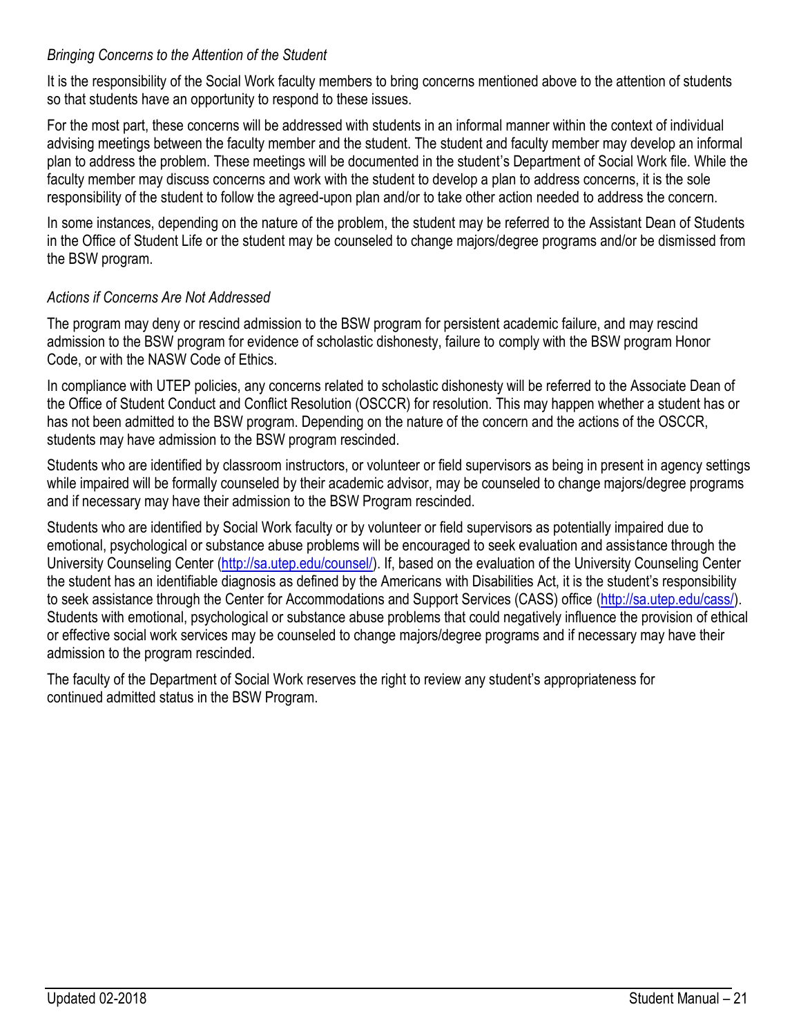*Bringing Concerns to the Attention of the Student*

It is the responsibility of the Social Work faculty members to bring concerns mentioned above to the attention of students so that students have an opportunity to respond to these issues.

For the most part, these concerns will be addressed with students in an informal manner within the context of individual advising meetings between the faculty member and the student. The student and faculty member may develop an informal plan to address the problem. These meetings will be documented in the student's Department of Social Work file. While the faculty member may discuss concerns and work with the student to develop a plan to address concerns, it is the sole responsibility of the student to follow the agreed-upon plan and/or to take other action needed to address the concern.

In some instances, depending on the nature of the problem, the student may be referred to the Assistant Dean of Students in the Office of Student Life or the student may be counseled to change majors/degree programs and/or be dismissed from the BSW program.

*Actions if Concerns Are Not Addressed*

The program may deny or rescind admission to the BSW program for persistent academic failure, and may rescind admission to the BSW program for evidence of scholastic dishonesty, failure to comply with the BSW program Honor Code, or with the NASW Code of Ethics.

In compliance with UTEP policies, any concerns related to scholastic dishonesty will be referred to the Associate Dean of the Office of Student Conduct and Conflict Resolution (OSCCR) for resolution. This may happen whether a student has or has not been admitted to the BSW program. Depending on the nature of the concern and the actions of the OSCCR, students may have admission to the BSW program rescinded.

Students who are identified by classroom instructors, or volunteer or field supervisors as being in present in agency settings while impaired will be formally counseled by their academic advisor, may be counseled to change majors/degree programs and if necessary may have their admission to the BSW Program rescinded.

Students who are identified by Social Work faculty or by volunteer or field supervisors as potentially impaired due to emotional, psychological or substance abuse problems will be encouraged to seek evaluation and assistance through the University Counseling Center (http://sa.utep.edu/counsel/). If, based on the evaluation of the University Counseling Center the student has an identifiable diagnosis as defined by the Americans with Disabilities Act, it is the student's responsibility to seek assistance through the Center for Accommodations and Support Services (CASS) office (http://sa.utep.edu/cass/). Students with emotional, psychological or substance abuse problems that could negatively influence the provision of ethical or effective social work services may be counseled to change majors/degree programs and if necessary may have their admission to the program rescinded.

The faculty of the Department of Social Work reserves the right to review any student's appropriateness for continued admitted status in the BSW Program.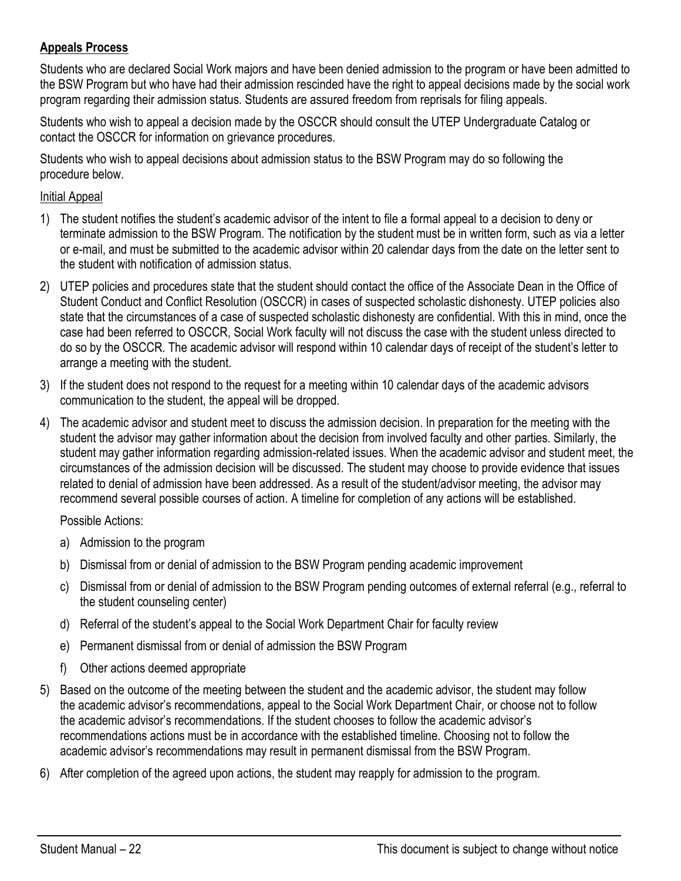**Appeals Process**

Students who are declared Social Work majors and have been denied admission to the program or have been admitted to the BSW Program but who have had their admission rescinded have the right to appeal decisions made by the social work program regarding their admission status. Students are assured freedom from reprisals for filing appeals.

Students who wish to appeal a decision made by the OSCCR should consult the UTEP Undergraduate Catalog or contact the OSCCR for information on grievance procedures.

Students who wish to appeal decisions about admission status to the BSW Program may do so following the procedure below.

Initial Appeal

1) The student notifies the student's academic advisor of the intent to file a formal appeal to a decision to deny or terminate admission to the BSW Program. The notification by the student must be in written form, such as via a letter or e-mail, and must be submitted to the academic advisor within 20 calendar days from the date on the letter sent to the student with notification of admission status.
2) UTEP policies and procedures state that the student should contact the office of the Associate Dean in the Office of Student Conduct and Conflict Resolution (OSCCR) in cases of suspected scholastic dishonesty. UTEP policies also state that the circumstances of a case of suspected scholastic dishonesty are confidential. With this in mind, once the case had been referred to OSCCR, Social Work faculty will not discuss the case with the student unless directed to do so by the OSCCR. The academic advisor will respond within 10 calendar days of receipt of the student's letter to arrange a meeting with the student.
3) If the student does not respond to the request for a meeting within 10 calendar days of the academic advisors communication to the student, the appeal will be dropped.
4) The academic advisor and student meet to discuss the admission decision. In preparation for the meeting with the student the advisor may gather information about the decision from involved faculty and other parties. Similarly, the student may gather information regarding admission-related issues. When the academic advisor and student meet, the circumstances of the admission decision will be discussed. The student may choose to provide evidence that issues related to denial of admission have been addressed. As a result of the student/advisor meeting, the advisor may recommend several possible courses of action. A timeline for completion of any actions will be established.

   Possible Actions:

   a) Admission to the program
   b) Dismissal from or denial of admission to the BSW Program pending academic improvement
   c) Dismissal from or denial of admission to the BSW Program pending outcomes of external referral (e.g., referral to the student counseling center)
   d) Referral of the student's appeal to the Social Work Department Chair for faculty review
   e) Permanent dismissal from or denial of admission the BSW Program
   f) Other actions deemed appropriate

5) Based on the outcome of the meeting between the student and the academic advisor, the student may follow the academic advisor's recommendations, appeal to the Social Work Department Chair, or choose not to follow the academic advisor's recommendations. If the student chooses to follow the academic advisor's recommendations actions must be in accordance with the established timeline. Choosing not to follow the academic advisor's recommendations may result in permanent dismissal from the BSW Program.
6) After completion of the agreed upon actions, the student may reapply for admission to the program.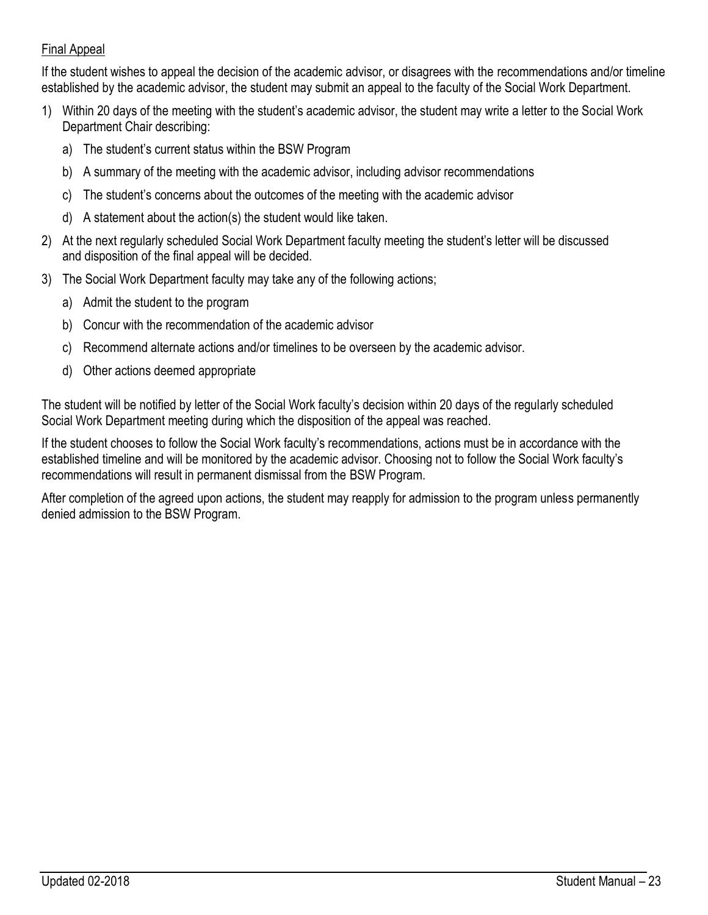### Final Appeal

If the student wishes to appeal the decision of the academic advisor, or disagrees with the recommendations and/or timeline established by the academic advisor, the student may submit an appeal to the faculty of the Social Work Department.

1) Within 20 days of the meeting with the student's academic advisor, the student may write a letter to the Social Work Department Chair describing:
   a) The student's current status within the BSW Program
   b) A summary of the meeting with the academic advisor, including advisor recommendations
   c) The student's concerns about the outcomes of the meeting with the academic advisor
   d) A statement about the action(s) the student would like taken.
2) At the next regularly scheduled Social Work Department faculty meeting the student's letter will be discussed and disposition of the final appeal will be decided.
3) The Social Work Department faculty may take any of the following actions;
   a) Admit the student to the program
   b) Concur with the recommendation of the academic advisor
   c) Recommend alternate actions and/or timelines to be overseen by the academic advisor.
   d) Other actions deemed appropriate

The student will be notified by letter of the Social Work faculty's decision within 20 days of the regularly scheduled Social Work Department meeting during which the disposition of the appeal was reached.

If the student chooses to follow the Social Work faculty's recommendations, actions must be in accordance with the established timeline and will be monitored by the academic advisor. Choosing not to follow the Social Work faculty's recommendations will result in permanent dismissal from the BSW Program.

After completion of the agreed upon actions, the student may reapply for admission to the program unless permanently denied admission to the BSW Program.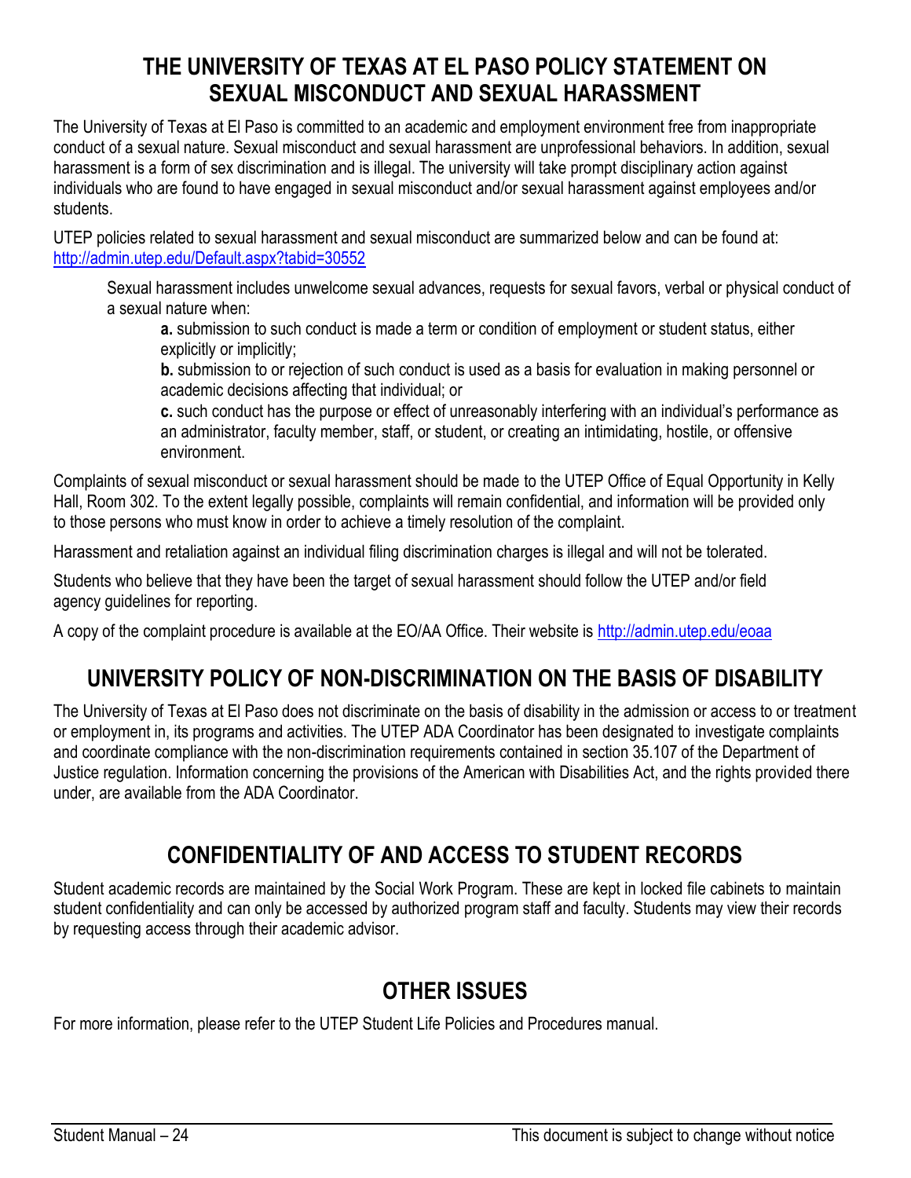## THE UNIVERSITY OF TEXAS AT EL PASO POLICY STATEMENT ON SEXUAL MISCONDUCT AND SEXUAL HARASSMENT

The University of Texas at El Paso is committed to an academic and employment environment free from inappropriate conduct of a sexual nature. Sexual misconduct and sexual harassment are unprofessional behaviors. In addition, sexual harassment is a form of sex discrimination and is illegal. The university will take prompt disciplinary action against individuals who are found to have engaged in sexual misconduct and/or sexual harassment against employees and/or students.

UTEP policies related to sexual harassment and sexual misconduct are summarized below and can be found at: http://admin.utep.edu/Default.aspx?tabid=30552

> Sexual harassment includes unwelcome sexual advances, requests for sexual favors, verbal or physical conduct of a sexual nature when:
>
> **a.** submission to such conduct is made a term or condition of employment or student status, either explicitly or implicitly;
>
> **b.** submission to or rejection of such conduct is used as a basis for evaluation in making personnel or academic decisions affecting that individual; or
>
> **c.** such conduct has the purpose or effect of unreasonably interfering with an individual's performance as an administrator, faculty member, staff, or student, or creating an intimidating, hostile, or offensive environment.

Complaints of sexual misconduct or sexual harassment should be made to the UTEP Office of Equal Opportunity in Kelly Hall, Room 302. To the extent legally possible, complaints will remain confidential, and information will be provided only to those persons who must know in order to achieve a timely resolution of the complaint.

Harassment and retaliation against an individual filing discrimination charges is illegal and will not be tolerated.

Students who believe that they have been the target of sexual harassment should follow the UTEP and/or field agency guidelines for reporting.

A copy of the complaint procedure is available at the EO/AA Office. Their website is http://admin.utep.edu/eoaa

## UNIVERSITY POLICY OF NON-DISCRIMINATION ON THE BASIS OF DISABILITY

The University of Texas at El Paso does not discriminate on the basis of disability in the admission or access to or treatment or employment in, its programs and activities. The UTEP ADA Coordinator has been designated to investigate complaints and coordinate compliance with the non-discrimination requirements contained in section 35.107 of the Department of Justice regulation. Information concerning the provisions of the American with Disabilities Act, and the rights provided there under, are available from the ADA Coordinator.

## CONFIDENTIALITY OF AND ACCESS TO STUDENT RECORDS

Student academic records are maintained by the Social Work Program. These are kept in locked file cabinets to maintain student confidentiality and can only be accessed by authorized program staff and faculty. Students may view their records by requesting access through their academic advisor.

## OTHER ISSUES

For more information, please refer to the UTEP Student Life Policies and Procedures manual.